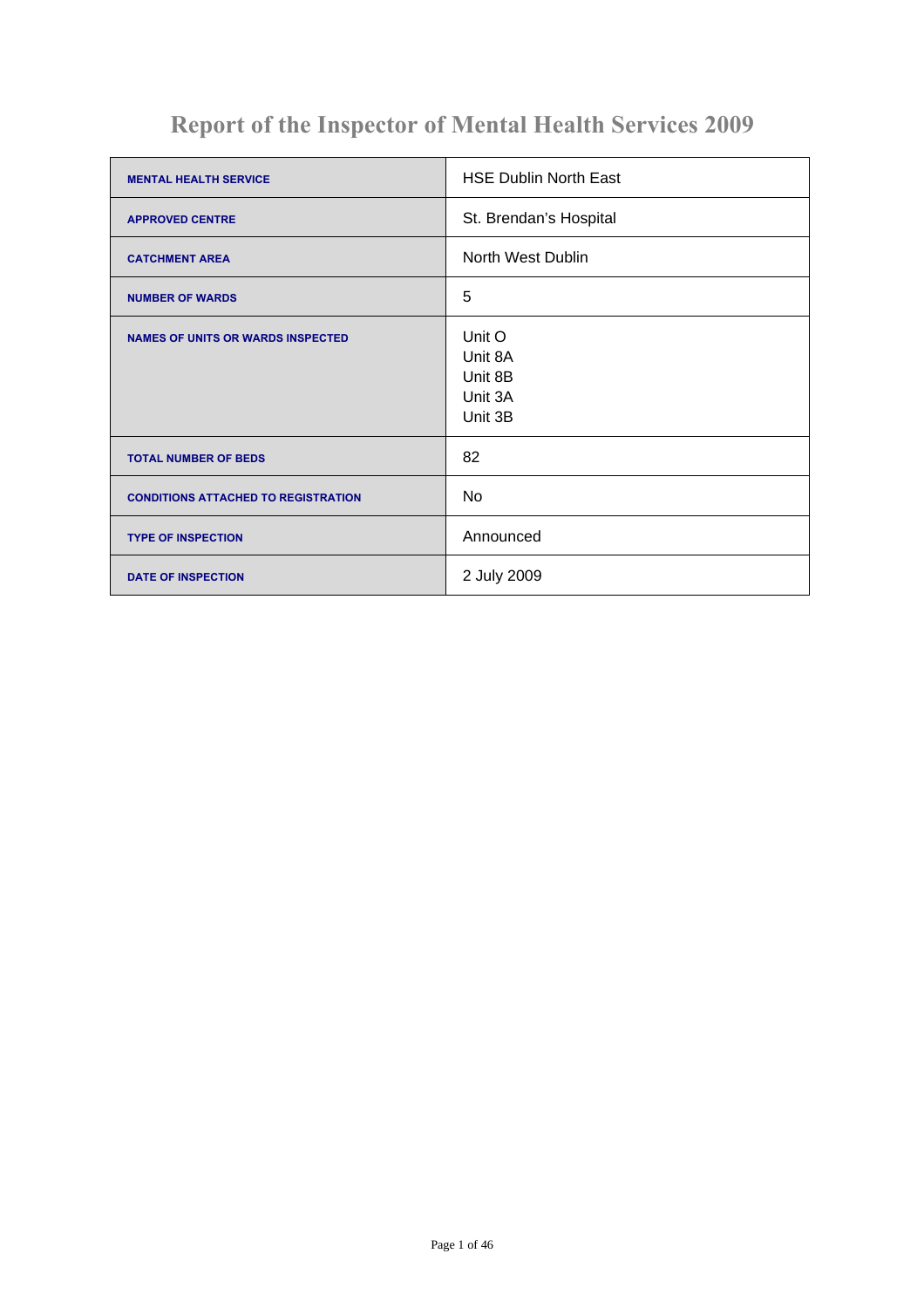# Report of the Inspector of Mental Health Services 2009

| | |
|---|---|
| **MENTAL HEALTH SERVICE** | HSE Dublin North East |
| **APPROVED CENTRE** | St. Brendan's Hospital |
| **CATCHMENT AREA** | North West Dublin |
| **NUMBER OF WARDS** | 5 |
| **NAMES OF UNITS OR WARDS INSPECTED** | Unit O<br>Unit 8A<br>Unit 8B<br>Unit 3A<br>Unit 3B |
| **TOTAL NUMBER OF BEDS** | 82 |
| **CONDITIONS ATTACHED TO REGISTRATION** | No |
| **TYPE OF INSPECTION** | Announced |
| **DATE OF INSPECTION** | 2 July 2009 |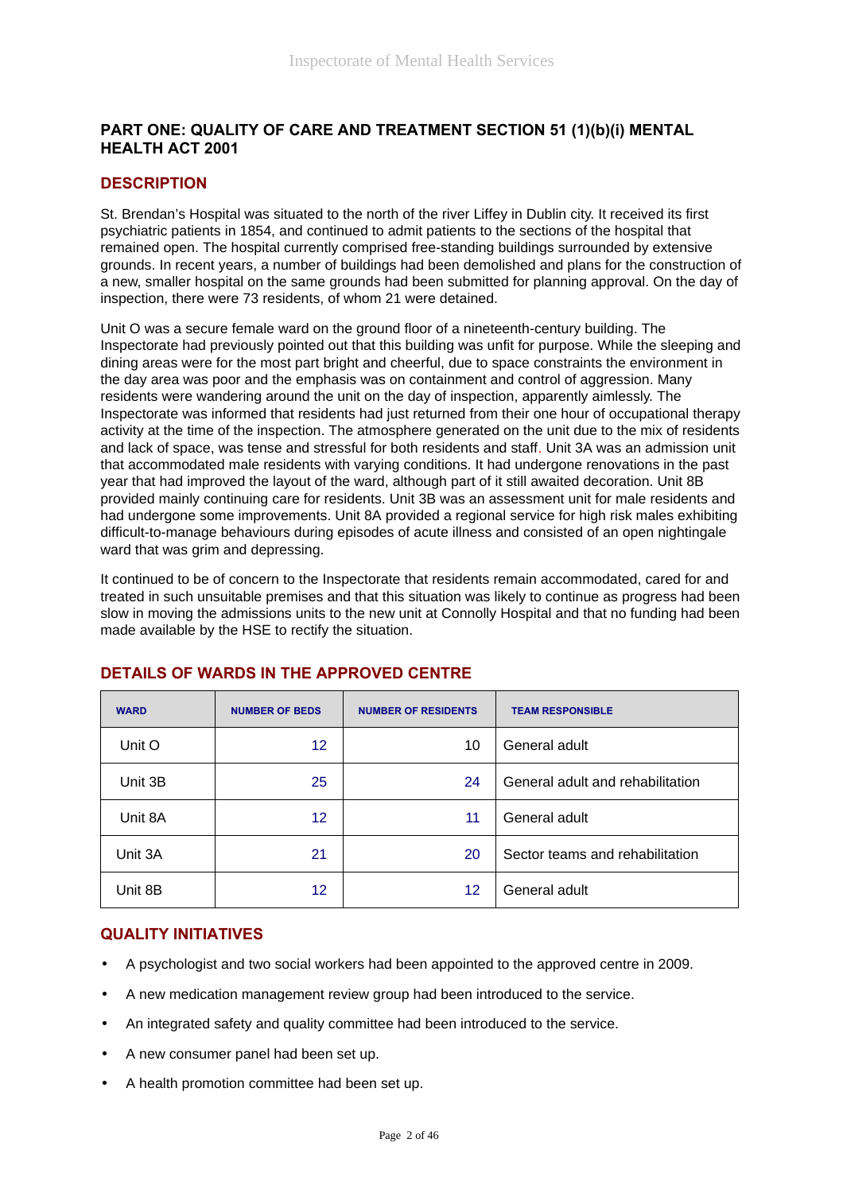## PART ONE: QUALITY OF CARE AND TREATMENT SECTION 51 (1)(b)(i) MENTAL HEALTH ACT 2001

### DESCRIPTION

St. Brendan's Hospital was situated to the north of the river Liffey in Dublin city. It received its first psychiatric patients in 1854, and continued to admit patients to the sections of the hospital that remained open. The hospital currently comprised free-standing buildings surrounded by extensive grounds. In recent years, a number of buildings had been demolished and plans for the construction of a new, smaller hospital on the same grounds had been submitted for planning approval. On the day of inspection, there were 73 residents, of whom 21 were detained.

Unit O was a secure female ward on the ground floor of a nineteenth-century building. The Inspectorate had previously pointed out that this building was unfit for purpose. While the sleeping and dining areas were for the most part bright and cheerful, due to space constraints the environment in the day area was poor and the emphasis was on containment and control of aggression. Many residents were wandering around the unit on the day of inspection, apparently aimlessly. The Inspectorate was informed that residents had just returned from their one hour of occupational therapy activity at the time of the inspection. The atmosphere generated on the unit due to the mix of residents and lack of space, was tense and stressful for both residents and staff. Unit 3A was an admission unit that accommodated male residents with varying conditions. It had undergone renovations in the past year that had improved the layout of the ward, although part of it still awaited decoration. Unit 8B provided mainly continuing care for residents. Unit 3B was an assessment unit for male residents and had undergone some improvements. Unit 8A provided a regional service for high risk males exhibiting difficult-to-manage behaviours during episodes of acute illness and consisted of an open nightingale ward that was grim and depressing.

It continued to be of concern to the Inspectorate that residents remain accommodated, cared for and treated in such unsuitable premises and that this situation was likely to continue as progress had been slow in moving the admissions units to the new unit at Connolly Hospital and that no funding had been made available by the HSE to rectify the situation.

### DETAILS OF WARDS IN THE APPROVED CENTRE

| WARD | NUMBER OF BEDS | NUMBER OF RESIDENTS | TEAM RESPONSIBLE |
|---|---|---|---|
| Unit O | 12 | 10 | General adult |
| Unit 3B | 25 | 24 | General adult and rehabilitation |
| Unit 8A | 12 | 11 | General adult |
| Unit 3A | 21 | 20 | Sector teams and rehabilitation |
| Unit 8B | 12 | 12 | General adult |

### QUALITY INITIATIVES

- A psychologist and two social workers had been appointed to the approved centre in 2009.
- A new medication management review group had been introduced to the service.
- An integrated safety and quality committee had been introduced to the service.
- A new consumer panel had been set up.
- A health promotion committee had been set up.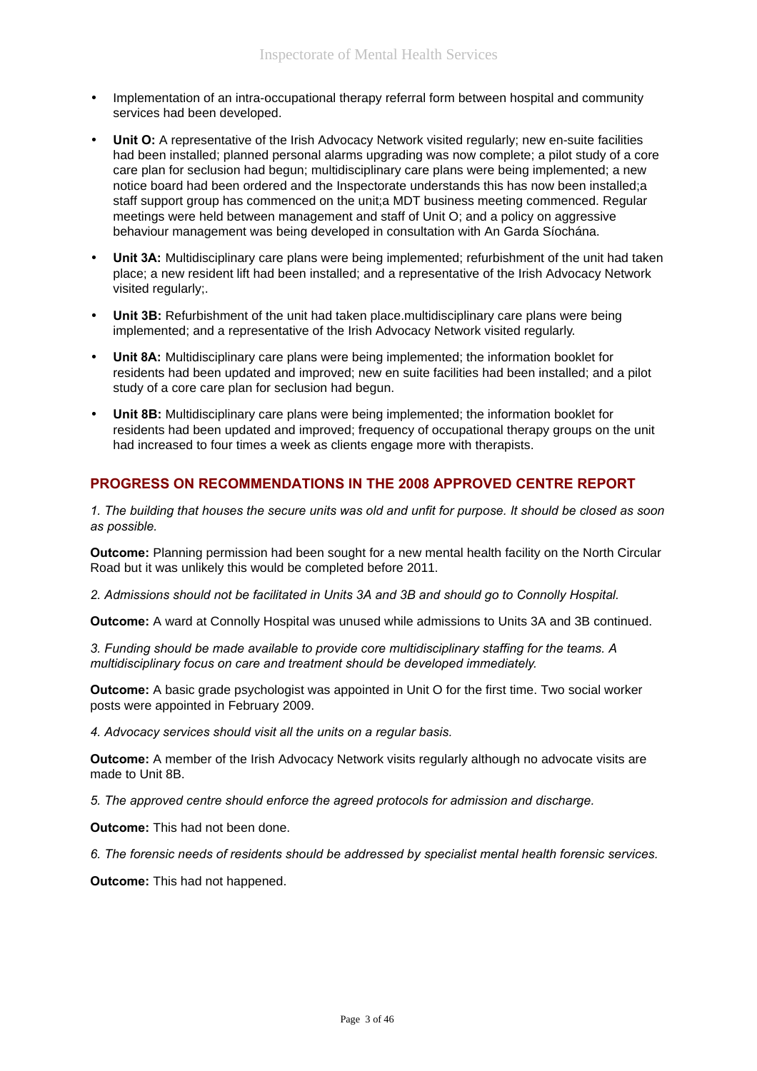- Implementation of an intra-occupational therapy referral form between hospital and community services had been developed.
- **Unit O:** A representative of the Irish Advocacy Network visited regularly; new en-suite facilities had been installed; planned personal alarms upgrading was now complete; a pilot study of a core care plan for seclusion had begun; multidisciplinary care plans were being implemented; a new notice board had been ordered and the Inspectorate understands this has now been installed;a staff support group has commenced on the unit;a MDT business meeting commenced. Regular meetings were held between management and staff of Unit O; and a policy on aggressive behaviour management was being developed in consultation with An Garda Síochána.
- **Unit 3A:** Multidisciplinary care plans were being implemented; refurbishment of the unit had taken place; a new resident lift had been installed; and a representative of the Irish Advocacy Network visited regularly;.
- **Unit 3B:** Refurbishment of the unit had taken place.multidisciplinary care plans were being implemented; and a representative of the Irish Advocacy Network visited regularly.
- **Unit 8A:** Multidisciplinary care plans were being implemented; the information booklet for residents had been updated and improved; new en suite facilities had been installed; and a pilot study of a core care plan for seclusion had begun.
- **Unit 8B:** Multidisciplinary care plans were being implemented; the information booklet for residents had been updated and improved; frequency of occupational therapy groups on the unit had increased to four times a week as clients engage more with therapists.

## PROGRESS ON RECOMMENDATIONS IN THE 2008 APPROVED CENTRE REPORT

*1. The building that houses the secure units was old and unfit for purpose. It should be closed as soon as possible.*

**Outcome:** Planning permission had been sought for a new mental health facility on the North Circular Road but it was unlikely this would be completed before 2011.

*2. Admissions should not be facilitated in Units 3A and 3B and should go to Connolly Hospital.*

**Outcome:** A ward at Connolly Hospital was unused while admissions to Units 3A and 3B continued.

*3. Funding should be made available to provide core multidisciplinary staffing for the teams. A multidisciplinary focus on care and treatment should be developed immediately.*

**Outcome:** A basic grade psychologist was appointed in Unit O for the first time. Two social worker posts were appointed in February 2009.

*4. Advocacy services should visit all the units on a regular basis.*

**Outcome:** A member of the Irish Advocacy Network visits regularly although no advocate visits are made to Unit 8B.

*5. The approved centre should enforce the agreed protocols for admission and discharge.*

**Outcome:** This had not been done.

*6. The forensic needs of residents should be addressed by specialist mental health forensic services.*

**Outcome:** This had not happened.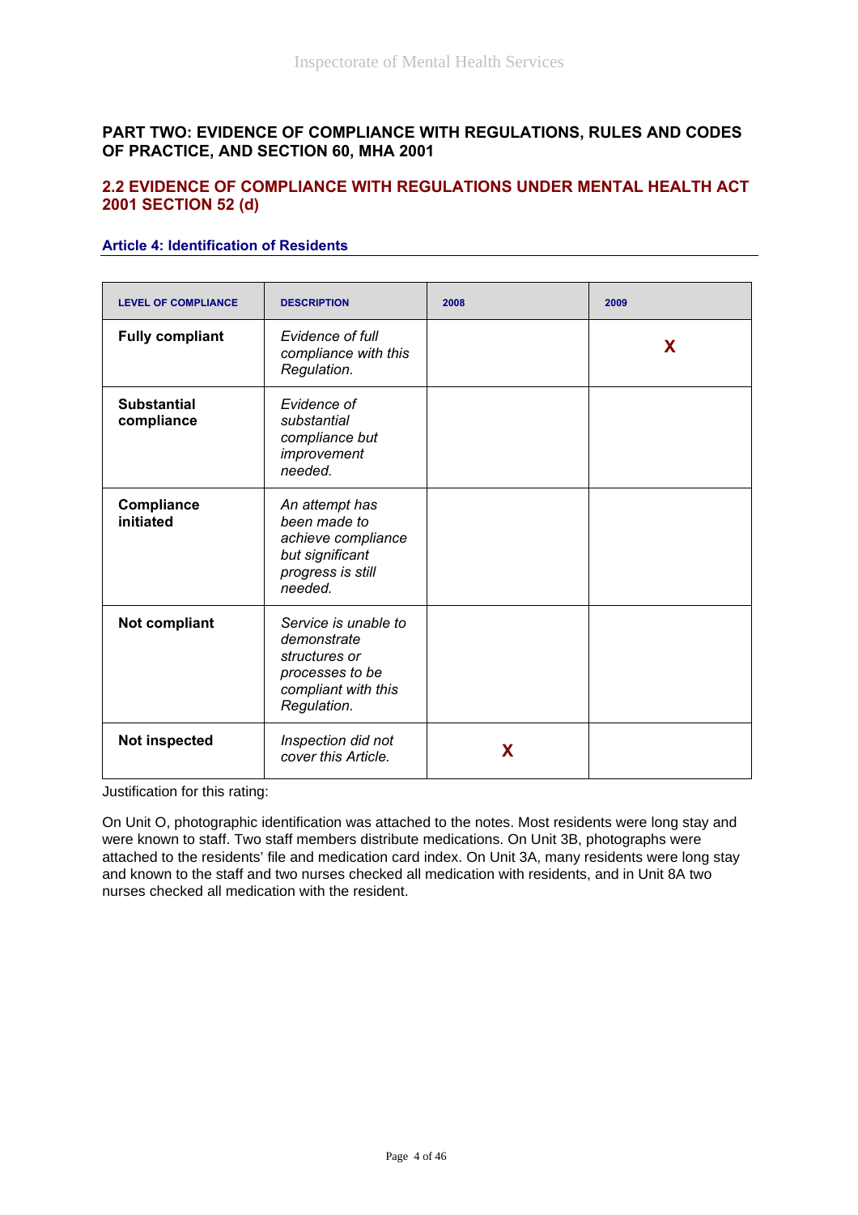## PART TWO: EVIDENCE OF COMPLIANCE WITH REGULATIONS, RULES AND CODES OF PRACTICE, AND SECTION 60, MHA 2001

### 2.2 EVIDENCE OF COMPLIANCE WITH REGULATIONS UNDER MENTAL HEALTH ACT 2001 SECTION 52 (d)

#### Article 4: Identification of Residents

| LEVEL OF COMPLIANCE | DESCRIPTION | 2008 | 2009 |
|---|---|---|---|
| **Fully compliant** | *Evidence of full compliance with this Regulation.* | | X |
| **Substantial compliance** | *Evidence of substantial compliance but improvement needed.* | | |
| **Compliance initiated** | *An attempt has been made to achieve compliance but significant progress is still needed.* | | |
| **Not compliant** | *Service is unable to demonstrate structures or processes to be compliant with this Regulation.* | | |
| **Not inspected** | *Inspection did not cover this Article.* | X | |

Justification for this rating:

On Unit O, photographic identification was attached to the notes. Most residents were long stay and were known to staff. Two staff members distribute medications. On Unit 3B, photographs were attached to the residents' file and medication card index. On Unit 3A, many residents were long stay and known to the staff and two nurses checked all medication with residents, and in Unit 8A two nurses checked all medication with the resident.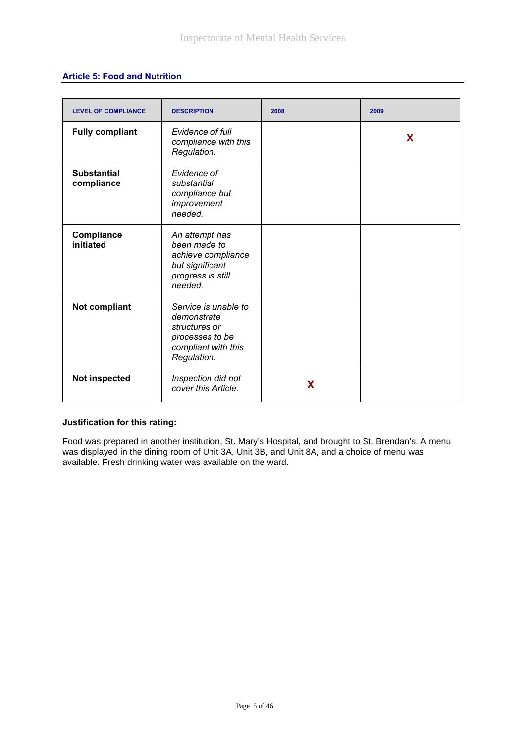## Article 5: Food and Nutrition

| LEVEL OF COMPLIANCE | DESCRIPTION | 2008 | 2009 |
|---|---|---|---|
| **Fully compliant** | *Evidence of full compliance with this Regulation.* | | X |
| **Substantial compliance** | *Evidence of substantial compliance but improvement needed.* | | |
| **Compliance initiated** | *An attempt has been made to achieve compliance but significant progress is still needed.* | | |
| **Not compliant** | *Service is unable to demonstrate structures or processes to be compliant with this Regulation.* | | |
| **Not inspected** | *Inspection did not cover this Article.* | X | |

**Justification for this rating:**

Food was prepared in another institution, St. Mary's Hospital, and brought to St. Brendan's. A menu was displayed in the dining room of Unit 3A, Unit 3B, and Unit 8A, and a choice of menu was available. Fresh drinking water was available on the ward.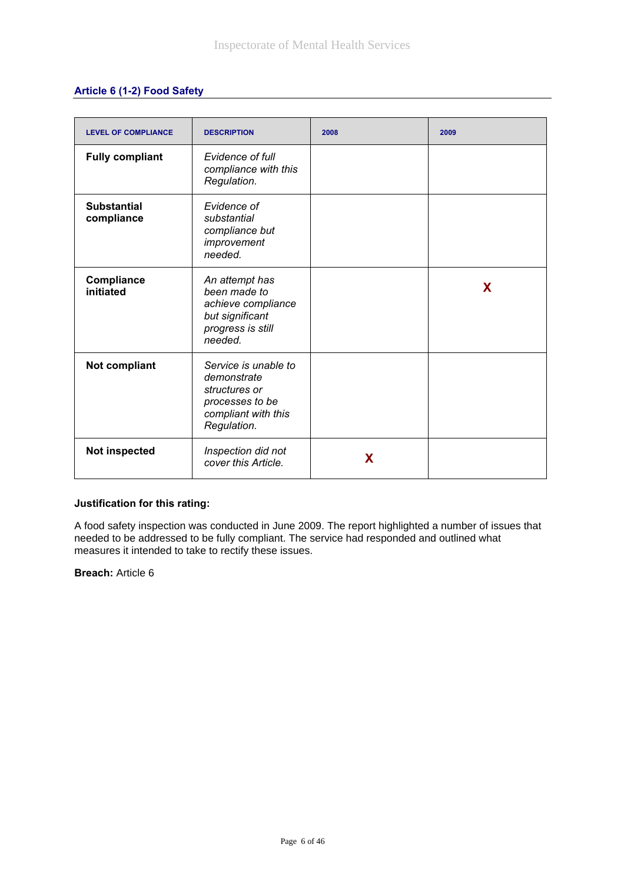## Article 6 (1-2) Food Safety

| LEVEL OF COMPLIANCE | DESCRIPTION | 2008 | 2009 |
|---|---|---|---|
| **Fully compliant** | *Evidence of full compliance with this Regulation.* | | |
| **Substantial compliance** | *Evidence of substantial compliance but improvement needed.* | | |
| **Compliance initiated** | *An attempt has been made to achieve compliance but significant progress is still needed.* | | X |
| **Not compliant** | *Service is unable to demonstrate structures or processes to be compliant with this Regulation.* | | |
| **Not inspected** | *Inspection did not cover this Article.* | X | |

**Justification for this rating:**

A food safety inspection was conducted in June 2009. The report highlighted a number of issues that needed to be addressed to be fully compliant. The service had responded and outlined what measures it intended to take to rectify these issues.

**Breach:** Article 6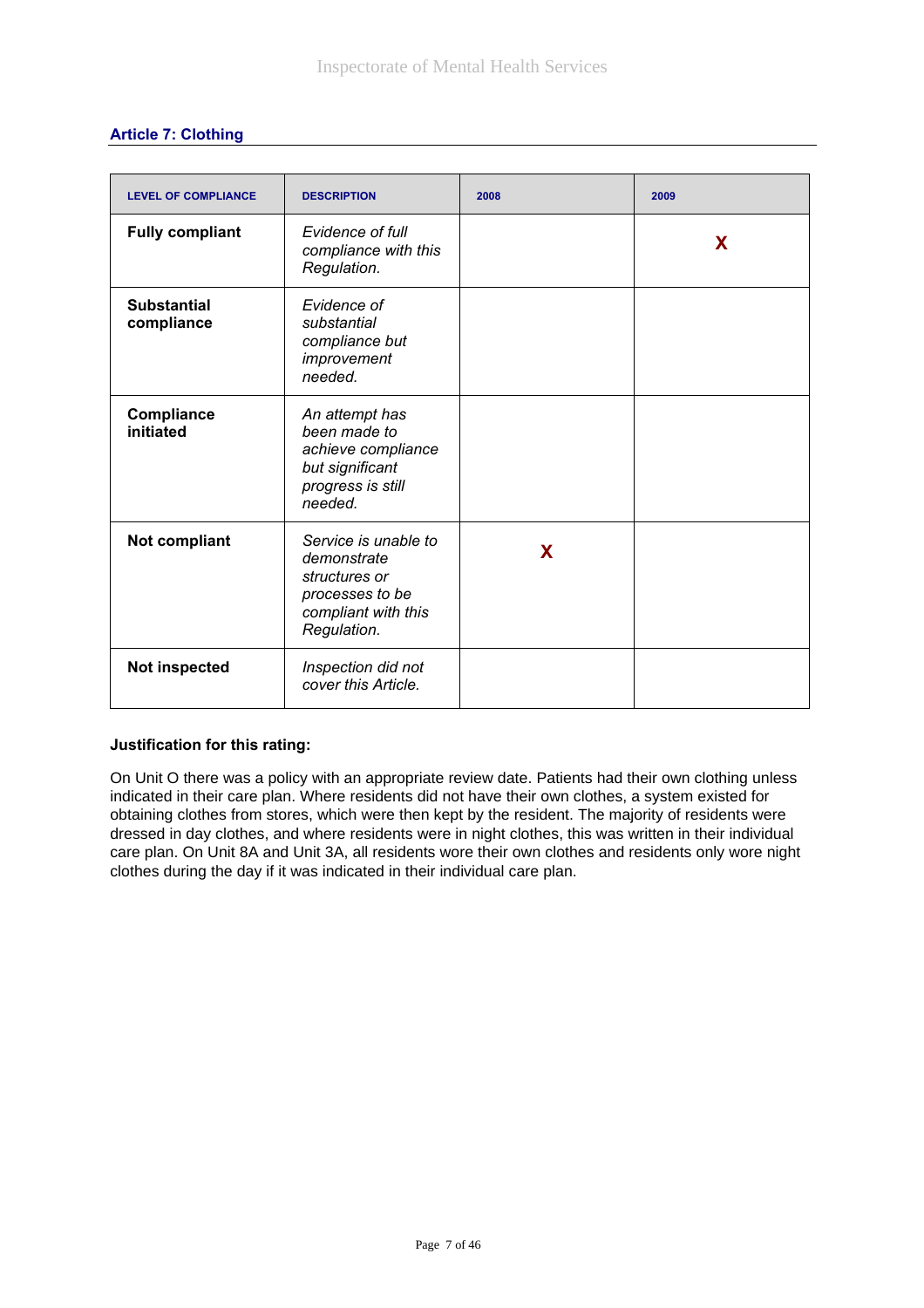## Article 7: Clothing

| LEVEL OF COMPLIANCE | DESCRIPTION | 2008 | 2009 |
|---|---|---|---|
| **Fully compliant** | *Evidence of full compliance with this Regulation.* | | X |
| **Substantial compliance** | *Evidence of substantial compliance but improvement needed.* | | |
| **Compliance initiated** | *An attempt has been made to achieve compliance but significant progress is still needed.* | | |
| **Not compliant** | *Service is unable to demonstrate structures or processes to be compliant with this Regulation.* | X | |
| **Not inspected** | *Inspection did not cover this Article.* | | |

**Justification for this rating:**

On Unit O there was a policy with an appropriate review date. Patients had their own clothing unless indicated in their care plan. Where residents did not have their own clothes, a system existed for obtaining clothes from stores, which were then kept by the resident. The majority of residents were dressed in day clothes, and where residents were in night clothes, this was written in their individual care plan. On Unit 8A and Unit 3A, all residents wore their own clothes and residents only wore night clothes during the day if it was indicated in their individual care plan.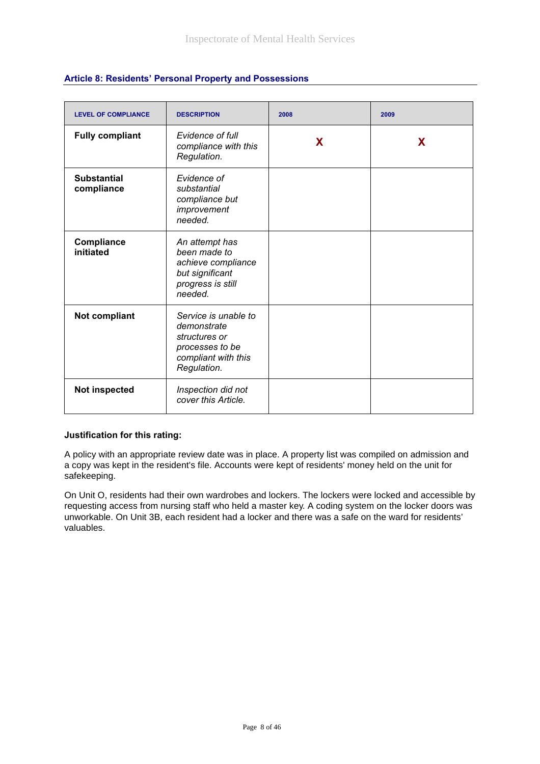### Article 8: Residents' Personal Property and Possessions

| LEVEL OF COMPLIANCE | DESCRIPTION | 2008 | 2009 |
|---|---|---|---|
| **Fully compliant** | *Evidence of full compliance with this Regulation.* | X | X |
| **Substantial compliance** | *Evidence of substantial compliance but improvement needed.* | | |
| **Compliance initiated** | *An attempt has been made to achieve compliance but significant progress is still needed.* | | |
| **Not compliant** | *Service is unable to demonstrate structures or processes to be compliant with this Regulation.* | | |
| **Not inspected** | *Inspection did not cover this Article.* | | |

**Justification for this rating:**

A policy with an appropriate review date was in place. A property list was compiled on admission and a copy was kept in the resident's file. Accounts were kept of residents' money held on the unit for safekeeping.

On Unit O, residents had their own wardrobes and lockers. The lockers were locked and accessible by requesting access from nursing staff who held a master key. A coding system on the locker doors was unworkable. On Unit 3B, each resident had a locker and there was a safe on the ward for residents' valuables.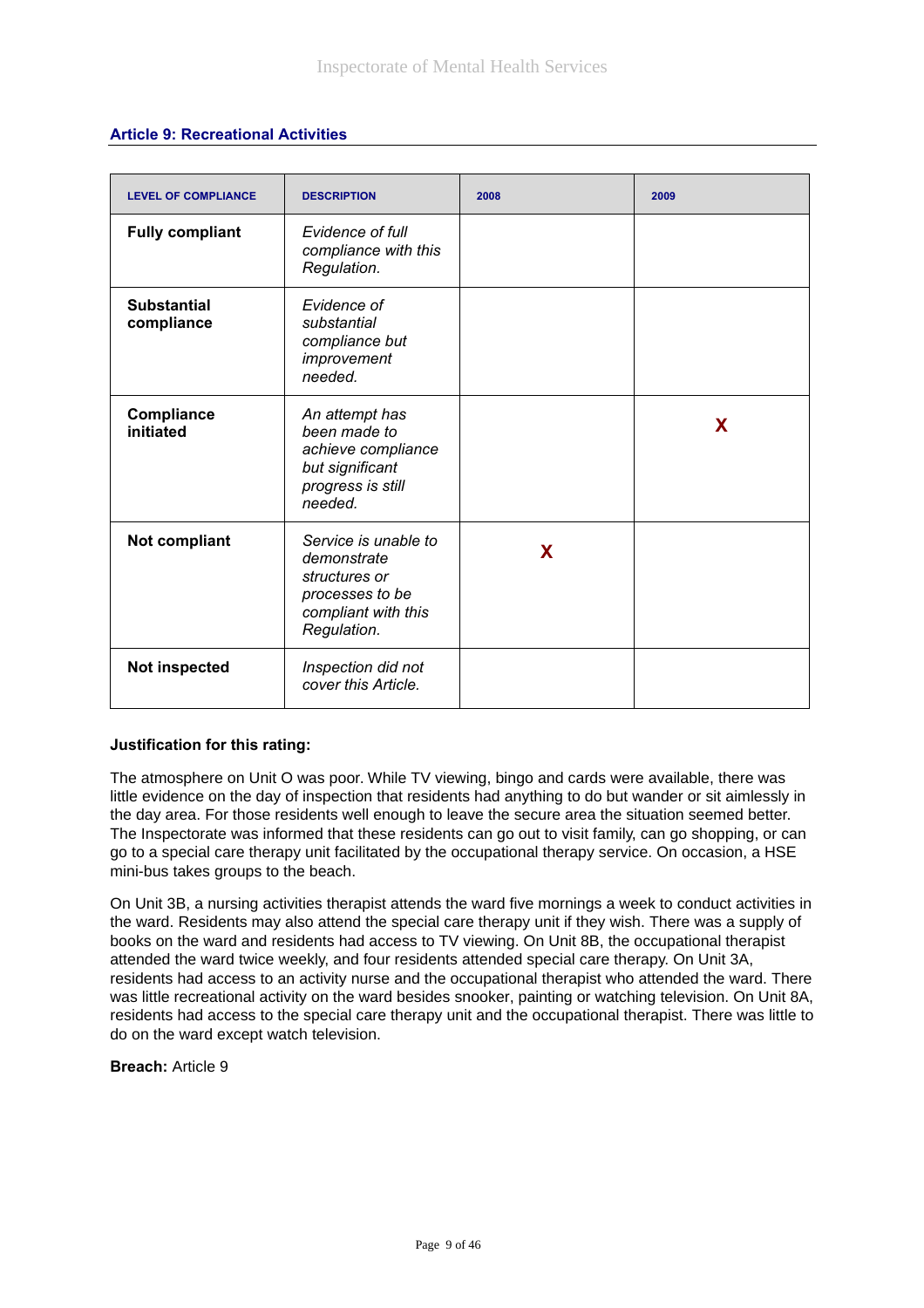## Article 9: Recreational Activities

| LEVEL OF COMPLIANCE | DESCRIPTION | 2008 | 2009 |
|---|---|---|---|
| **Fully compliant** | *Evidence of full compliance with this Regulation.* | | |
| **Substantial compliance** | *Evidence of substantial compliance but improvement needed.* | | |
| **Compliance initiated** | *An attempt has been made to achieve compliance but significant progress is still needed.* | | X |
| **Not compliant** | *Service is unable to demonstrate structures or processes to be compliant with this Regulation.* | X | |
| **Not inspected** | *Inspection did not cover this Article.* | | |

**Justification for this rating:**

The atmosphere on Unit O was poor. While TV viewing, bingo and cards were available, there was little evidence on the day of inspection that residents had anything to do but wander or sit aimlessly in the day area. For those residents well enough to leave the secure area the situation seemed better. The Inspectorate was informed that these residents can go out to visit family, can go shopping, or can go to a special care therapy unit facilitated by the occupational therapy service. On occasion, a HSE mini-bus takes groups to the beach.

On Unit 3B, a nursing activities therapist attends the ward five mornings a week to conduct activities in the ward. Residents may also attend the special care therapy unit if they wish. There was a supply of books on the ward and residents had access to TV viewing. On Unit 8B, the occupational therapist attended the ward twice weekly, and four residents attended special care therapy. On Unit 3A, residents had access to an activity nurse and the occupational therapist who attended the ward. There was little recreational activity on the ward besides snooker, painting or watching television. On Unit 8A, residents had access to the special care therapy unit and the occupational therapist. There was little to do on the ward except watch television.

**Breach:** Article 9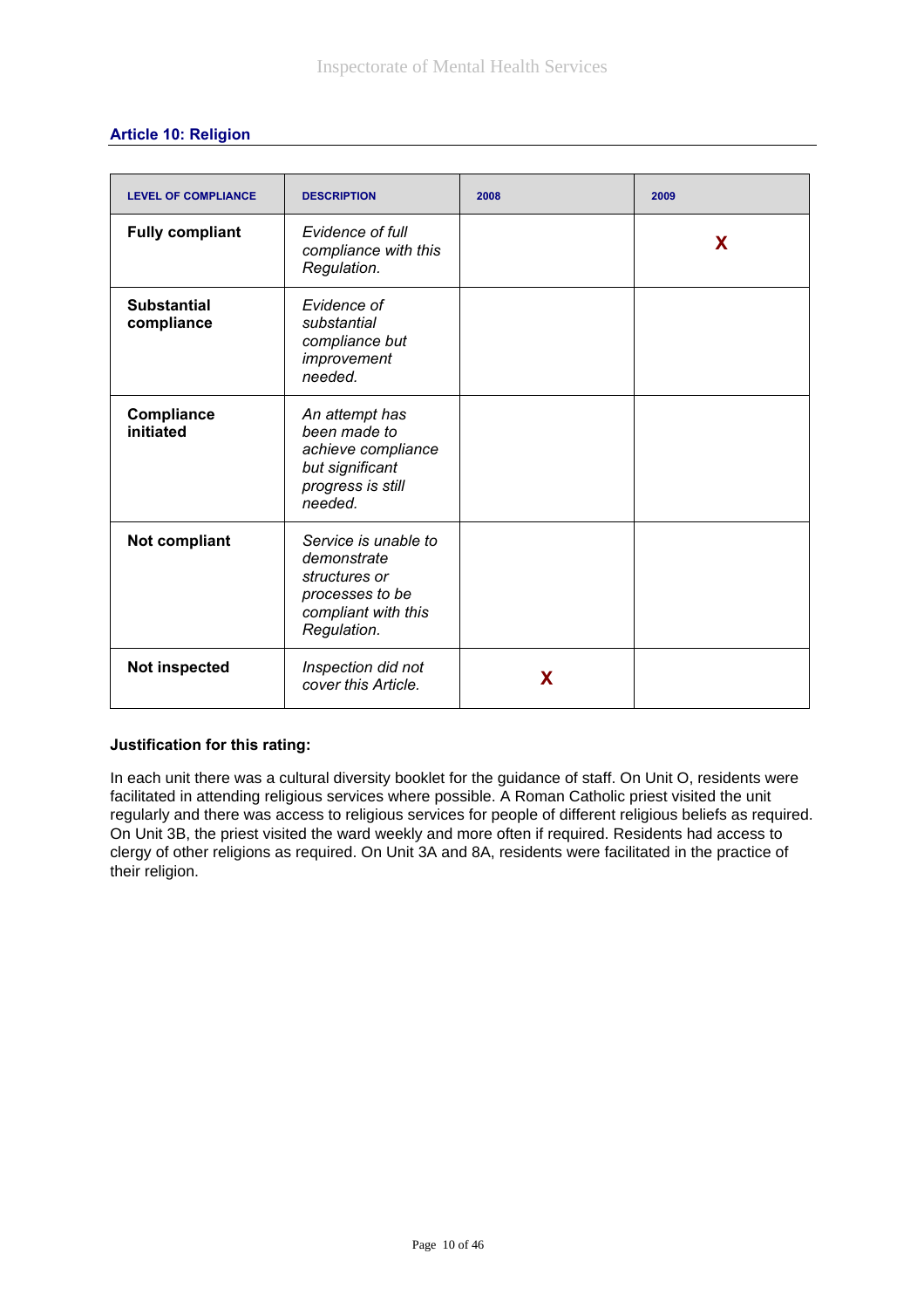## Article 10: Religion

| LEVEL OF COMPLIANCE | DESCRIPTION | 2008 | 2009 |
|---|---|---|---|
| **Fully compliant** | *Evidence of full compliance with this Regulation.* | | X |
| **Substantial compliance** | *Evidence of substantial compliance but improvement needed.* | | |
| **Compliance initiated** | *An attempt has been made to achieve compliance but significant progress is still needed.* | | |
| **Not compliant** | *Service is unable to demonstrate structures or processes to be compliant with this Regulation.* | | |
| **Not inspected** | *Inspection did not cover this Article.* | X | |

**Justification for this rating:**

In each unit there was a cultural diversity booklet for the guidance of staff. On Unit O, residents were facilitated in attending religious services where possible. A Roman Catholic priest visited the unit regularly and there was access to religious services for people of different religious beliefs as required. On Unit 3B, the priest visited the ward weekly and more often if required. Residents had access to clergy of other religions as required. On Unit 3A and 8A, residents were facilitated in the practice of their religion.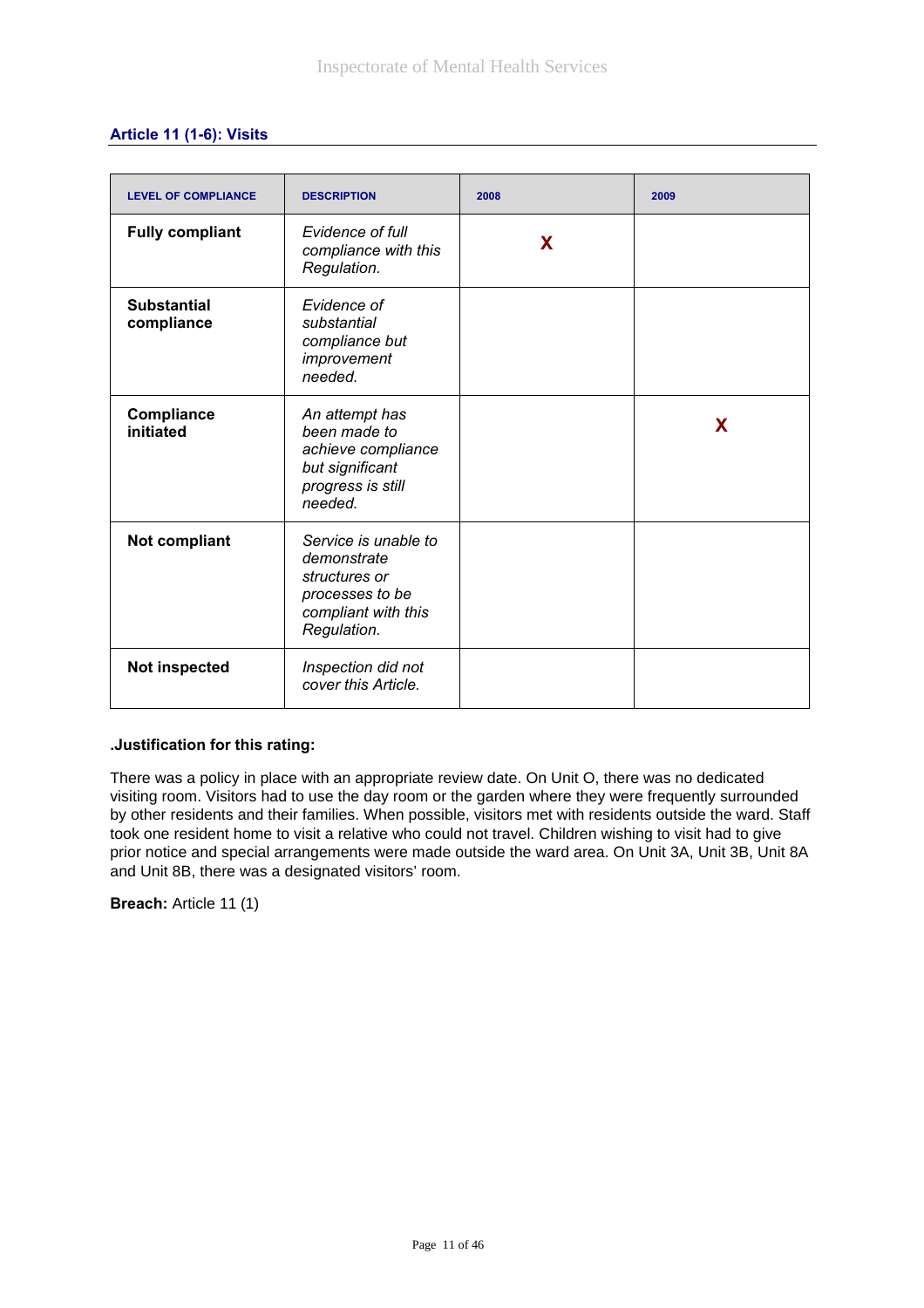### Article 11 (1-6): Visits

| LEVEL OF COMPLIANCE | DESCRIPTION | 2008 | 2009 |
|---|---|---|---|
| **Fully compliant** | *Evidence of full compliance with this Regulation.* | X | |
| **Substantial compliance** | *Evidence of substantial compliance but improvement needed.* | | |
| **Compliance initiated** | *An attempt has been made to achieve compliance but significant progress is still needed.* | | X |
| **Not compliant** | *Service is unable to demonstrate structures or processes to be compliant with this Regulation.* | | |
| **Not inspected** | *Inspection did not cover this Article.* | | |

**.Justification for this rating:**

There was a policy in place with an appropriate review date. On Unit O, there was no dedicated visiting room. Visitors had to use the day room or the garden where they were frequently surrounded by other residents and their families. When possible, visitors met with residents outside the ward. Staff took one resident home to visit a relative who could not travel. Children wishing to visit had to give prior notice and special arrangements were made outside the ward area. On Unit 3A, Unit 3B, Unit 8A and Unit 8B, there was a designated visitors' room.

**Breach:** Article 11 (1)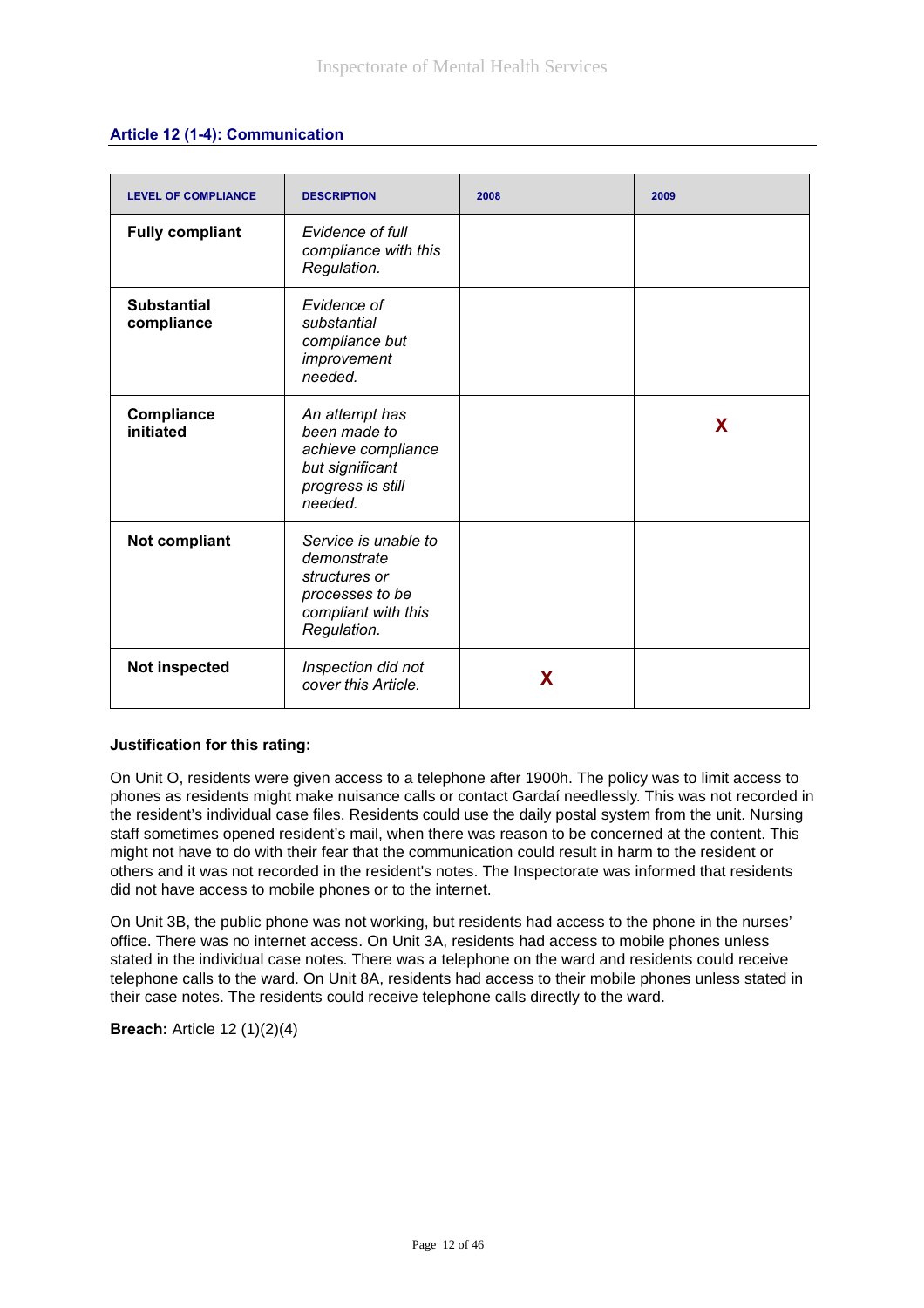### Article 12 (1-4): Communication

| LEVEL OF COMPLIANCE | DESCRIPTION | 2008 | 2009 |
|---|---|---|---|
| **Fully compliant** | *Evidence of full compliance with this Regulation.* | | |
| **Substantial compliance** | *Evidence of substantial compliance but improvement needed.* | | |
| **Compliance initiated** | *An attempt has been made to achieve compliance but significant progress is still needed.* | | X |
| **Not compliant** | *Service is unable to demonstrate structures or processes to be compliant with this Regulation.* | | |
| **Not inspected** | *Inspection did not cover this Article.* | X | |

**Justification for this rating:**

On Unit O, residents were given access to a telephone after 1900h. The policy was to limit access to phones as residents might make nuisance calls or contact Gardaí needlessly. This was not recorded in the resident's individual case files. Residents could use the daily postal system from the unit. Nursing staff sometimes opened resident's mail, when there was reason to be concerned at the content. This might not have to do with their fear that the communication could result in harm to the resident or others and it was not recorded in the resident's notes. The Inspectorate was informed that residents did not have access to mobile phones or to the internet.

On Unit 3B, the public phone was not working, but residents had access to the phone in the nurses' office. There was no internet access. On Unit 3A, residents had access to mobile phones unless stated in the individual case notes. There was a telephone on the ward and residents could receive telephone calls to the ward. On Unit 8A, residents had access to their mobile phones unless stated in their case notes. The residents could receive telephone calls directly to the ward.

**Breach:** Article 12 (1)(2)(4)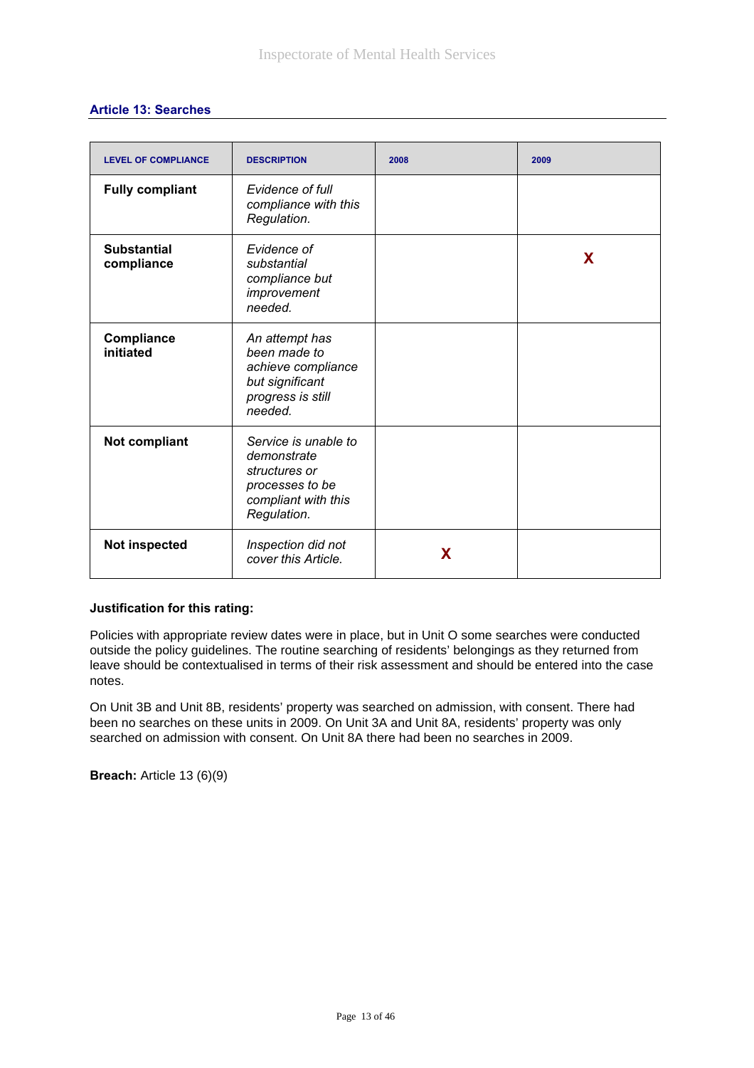### Article 13: Searches

| LEVEL OF COMPLIANCE | DESCRIPTION | 2008 | 2009 |
|---|---|---|---|
| **Fully compliant** | *Evidence of full compliance with this Regulation.* | | |
| **Substantial compliance** | *Evidence of substantial compliance but improvement needed.* | | X |
| **Compliance initiated** | *An attempt has been made to achieve compliance but significant progress is still needed.* | | |
| **Not compliant** | *Service is unable to demonstrate structures or processes to be compliant with this Regulation.* | | |
| **Not inspected** | *Inspection did not cover this Article.* | X | |

**Justification for this rating:**

Policies with appropriate review dates were in place, but in Unit O some searches were conducted outside the policy guidelines. The routine searching of residents' belongings as they returned from leave should be contextualised in terms of their risk assessment and should be entered into the case notes.

On Unit 3B and Unit 8B, residents' property was searched on admission, with consent. There had been no searches on these units in 2009. On Unit 3A and Unit 8A, residents' property was only searched on admission with consent. On Unit 8A there had been no searches in 2009.

**Breach:** Article 13 (6)(9)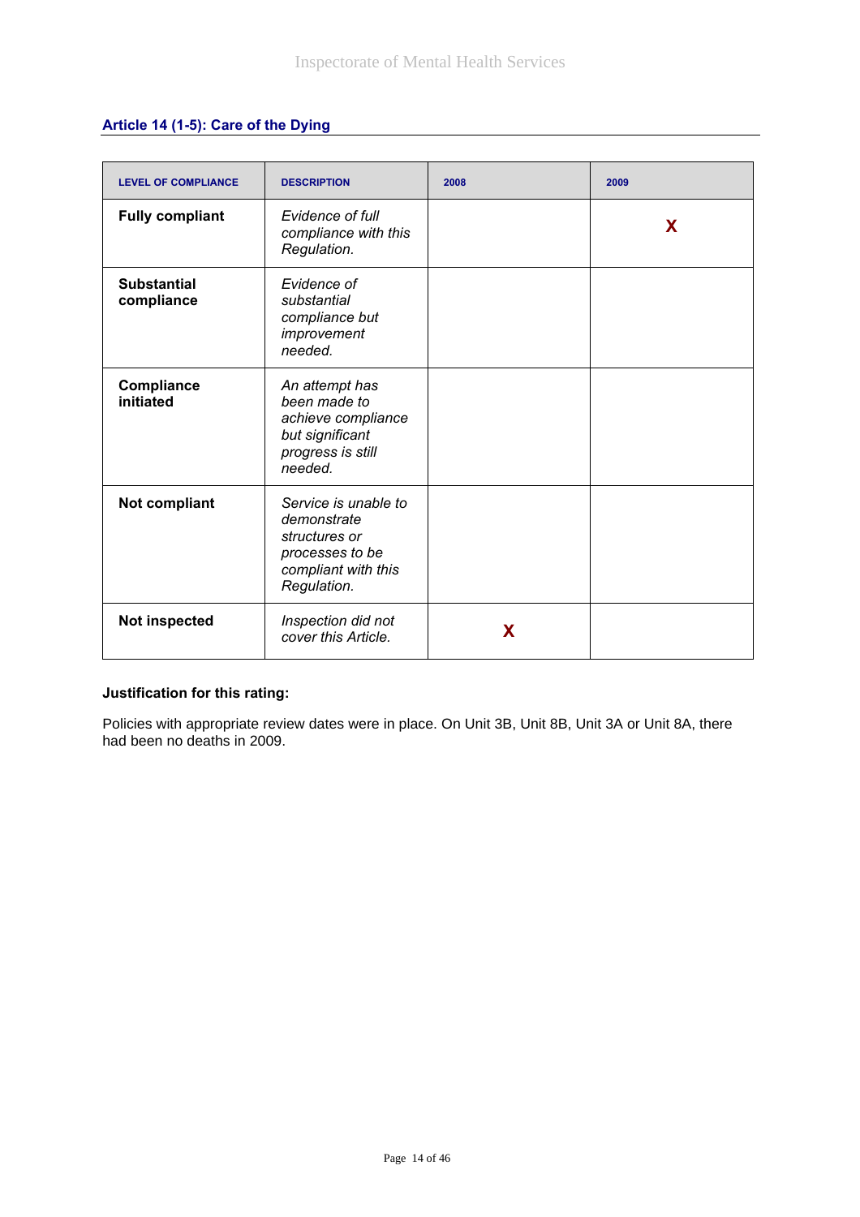### Article 14 (1-5): Care of the Dying

| LEVEL OF COMPLIANCE | DESCRIPTION | 2008 | 2009 |
|---|---|---|---|
| **Fully compliant** | *Evidence of full compliance with this Regulation.* | | X |
| **Substantial compliance** | *Evidence of substantial compliance but improvement needed.* | | |
| **Compliance initiated** | *An attempt has been made to achieve compliance but significant progress is still needed.* | | |
| **Not compliant** | *Service is unable to demonstrate structures or processes to be compliant with this Regulation.* | | |
| **Not inspected** | *Inspection did not cover this Article.* | X | |

**Justification for this rating:**

Policies with appropriate review dates were in place. On Unit 3B, Unit 8B, Unit 3A or Unit 8A, there had been no deaths in 2009.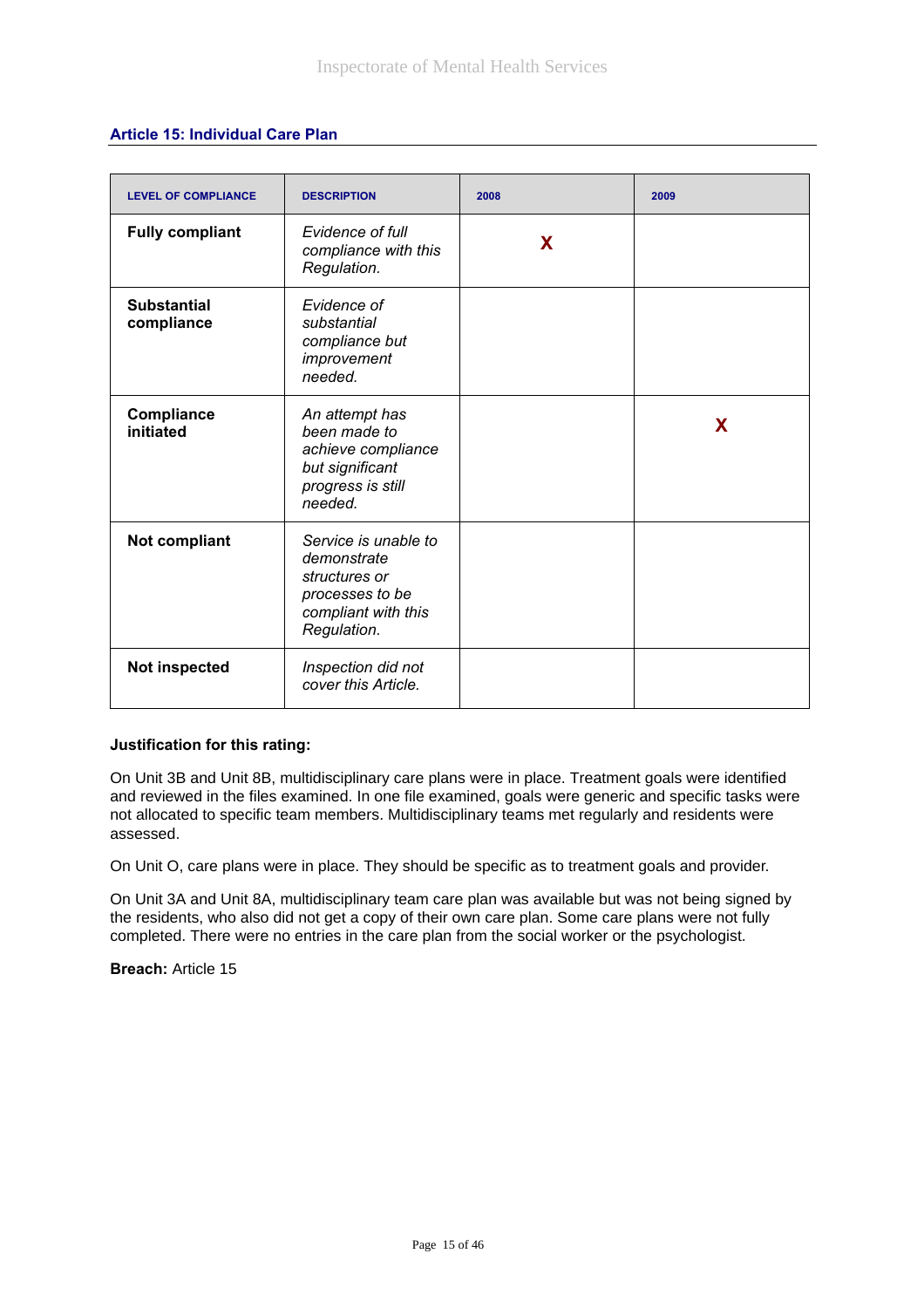### Article 15: Individual Care Plan

| LEVEL OF COMPLIANCE | DESCRIPTION | 2008 | 2009 |
|---|---|---|---|
| **Fully compliant** | *Evidence of full compliance with this Regulation.* | X | |
| **Substantial compliance** | *Evidence of substantial compliance but improvement needed.* | | |
| **Compliance initiated** | *An attempt has been made to achieve compliance but significant progress is still needed.* | | X |
| **Not compliant** | *Service is unable to demonstrate structures or processes to be compliant with this Regulation.* | | |
| **Not inspected** | *Inspection did not cover this Article.* | | |

**Justification for this rating:**

On Unit 3B and Unit 8B, multidisciplinary care plans were in place. Treatment goals were identified and reviewed in the files examined. In one file examined, goals were generic and specific tasks were not allocated to specific team members. Multidisciplinary teams met regularly and residents were assessed.

On Unit O, care plans were in place. They should be specific as to treatment goals and provider.

On Unit 3A and Unit 8A, multidisciplinary team care plan was available but was not being signed by the residents, who also did not get a copy of their own care plan. Some care plans were not fully completed. There were no entries in the care plan from the social worker or the psychologist.

**Breach:** Article 15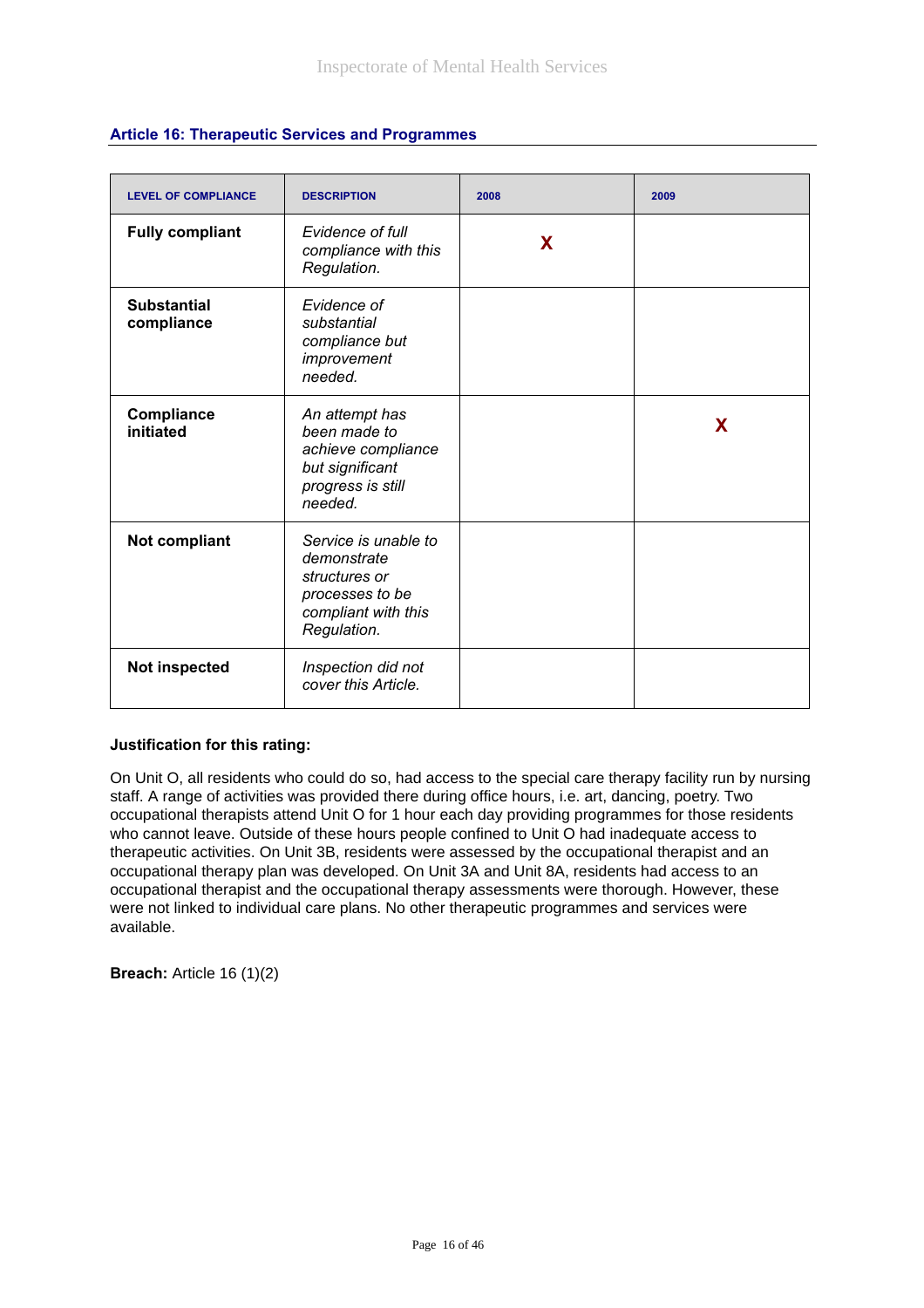## Article 16: Therapeutic Services and Programmes

| LEVEL OF COMPLIANCE | DESCRIPTION | 2008 | 2009 |
|---|---|---|---|
| **Fully compliant** | *Evidence of full compliance with this Regulation.* | X | |
| **Substantial compliance** | *Evidence of substantial compliance but improvement needed.* | | |
| **Compliance initiated** | *An attempt has been made to achieve compliance but significant progress is still needed.* | | X |
| **Not compliant** | *Service is unable to demonstrate structures or processes to be compliant with this Regulation.* | | |
| **Not inspected** | *Inspection did not cover this Article.* | | |

**Justification for this rating:**

On Unit O, all residents who could do so, had access to the special care therapy facility run by nursing staff. A range of activities was provided there during office hours, i.e. art, dancing, poetry. Two occupational therapists attend Unit O for 1 hour each day providing programmes for those residents who cannot leave. Outside of these hours people confined to Unit O had inadequate access to therapeutic activities. On Unit 3B, residents were assessed by the occupational therapist and an occupational therapy plan was developed. On Unit 3A and Unit 8A, residents had access to an occupational therapist and the occupational therapy assessments were thorough. However, these were not linked to individual care plans. No other therapeutic programmes and services were available.

**Breach:** Article 16 (1)(2)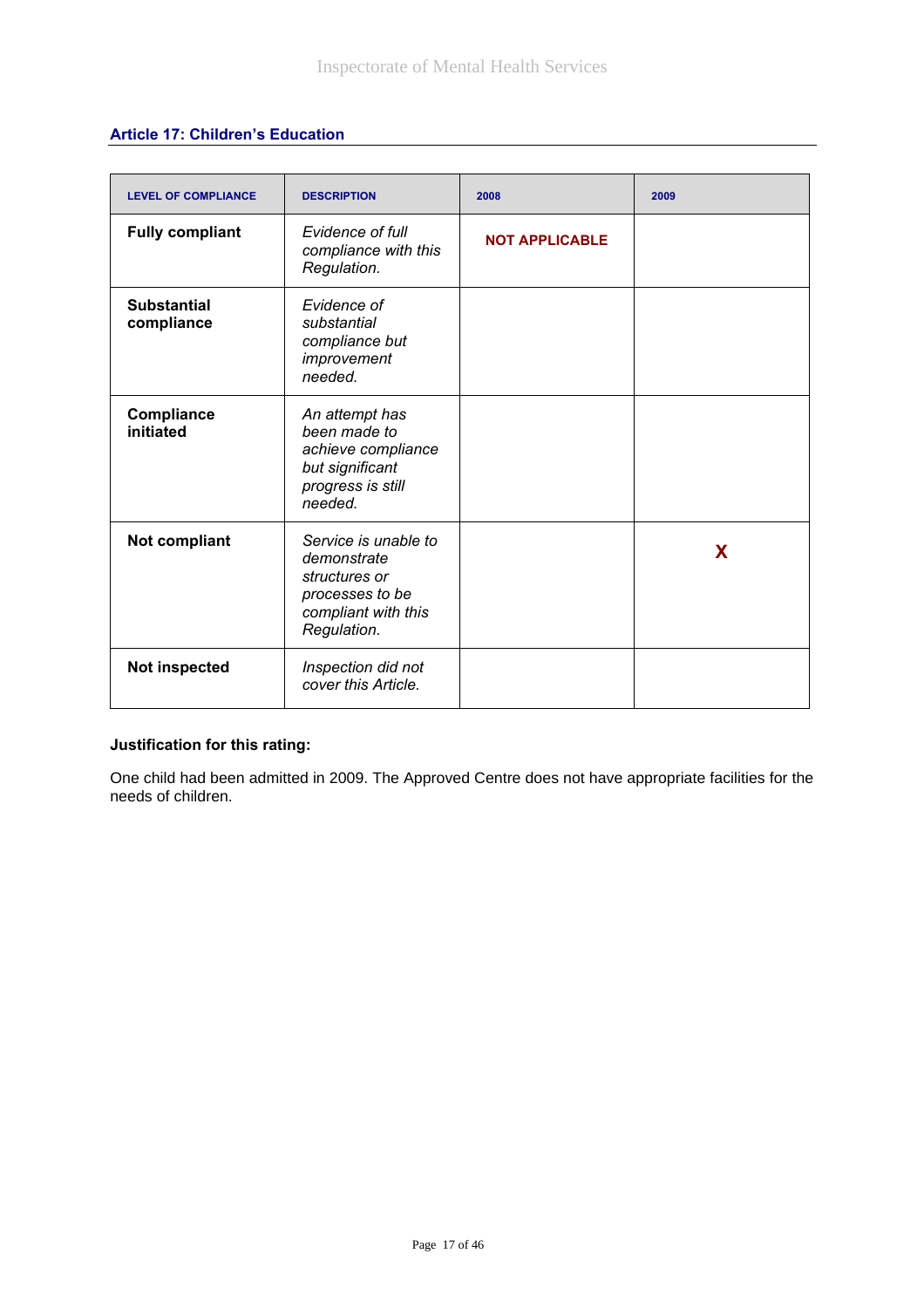### Article 17: Children's Education

| LEVEL OF COMPLIANCE | DESCRIPTION | 2008 | 2009 |
|---|---|---|---|
| **Fully compliant** | *Evidence of full compliance with this Regulation.* | **NOT APPLICABLE** | |
| **Substantial compliance** | *Evidence of substantial compliance but improvement needed.* | | |
| **Compliance initiated** | *An attempt has been made to achieve compliance but significant progress is still needed.* | | |
| **Not compliant** | *Service is unable to demonstrate structures or processes to be compliant with this Regulation.* | | **X** |
| **Not inspected** | *Inspection did not cover this Article.* | | |

**Justification for this rating:**

One child had been admitted in 2009. The Approved Centre does not have appropriate facilities for the needs of children.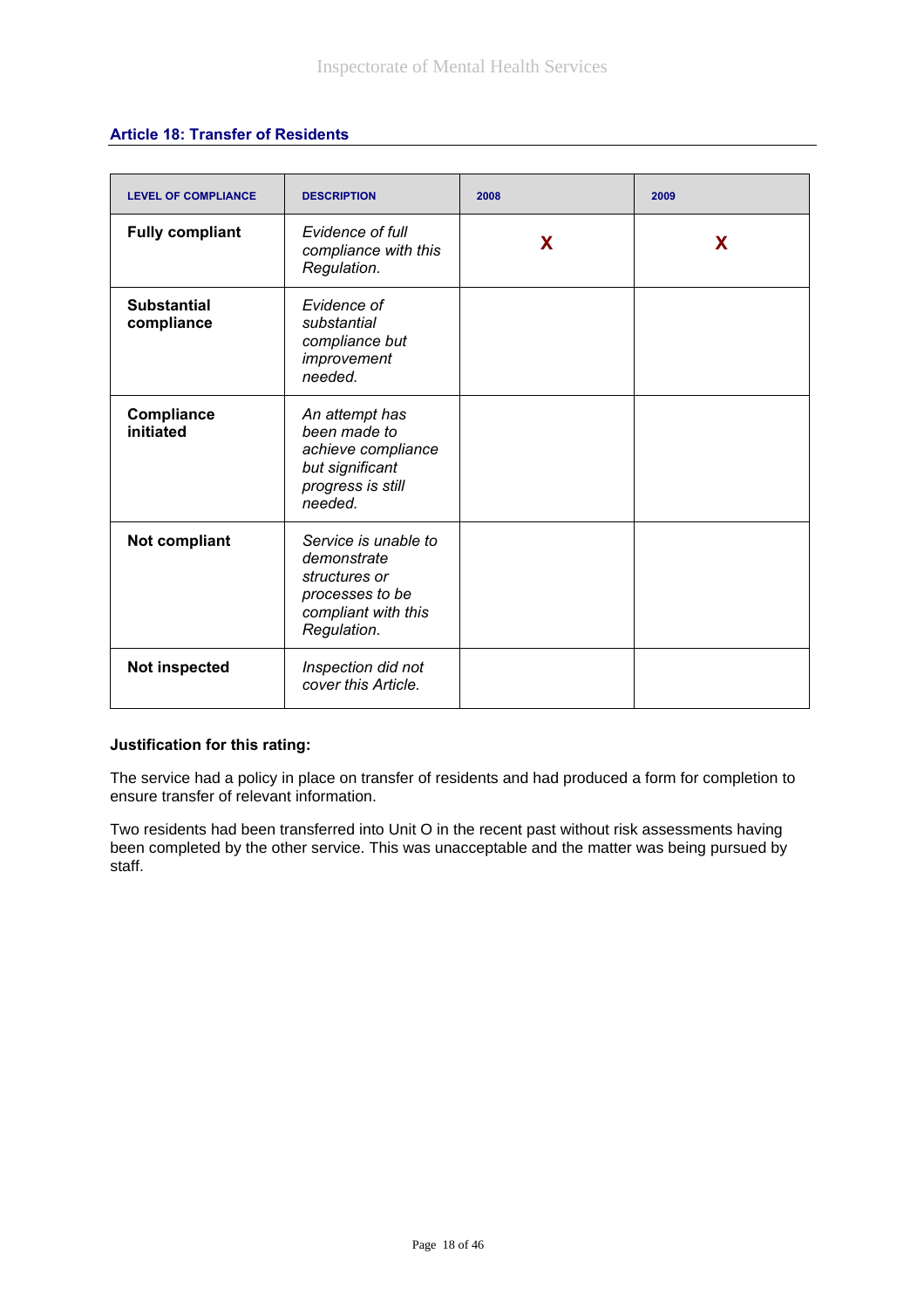### Article 18: Transfer of Residents

| LEVEL OF COMPLIANCE | DESCRIPTION | 2008 | 2009 |
|---|---|---|---|
| **Fully compliant** | *Evidence of full compliance with this Regulation.* | X | X |
| **Substantial compliance** | *Evidence of substantial compliance but improvement needed.* | | |
| **Compliance initiated** | *An attempt has been made to achieve compliance but significant progress is still needed.* | | |
| **Not compliant** | *Service is unable to demonstrate structures or processes to be compliant with this Regulation.* | | |
| **Not inspected** | *Inspection did not cover this Article.* | | |

**Justification for this rating:**

The service had a policy in place on transfer of residents and had produced a form for completion to ensure transfer of relevant information.

Two residents had been transferred into Unit O in the recent past without risk assessments having been completed by the other service. This was unacceptable and the matter was being pursued by staff.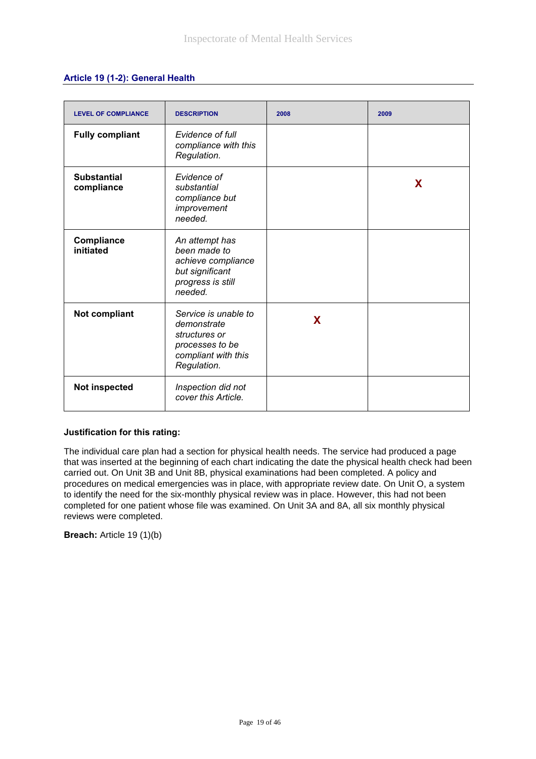### Article 19 (1-2): General Health

| LEVEL OF COMPLIANCE | DESCRIPTION | 2008 | 2009 |
|---|---|---|---|
| **Fully compliant** | *Evidence of full compliance with this Regulation.* | | |
| **Substantial compliance** | *Evidence of substantial compliance but improvement needed.* | | X |
| **Compliance initiated** | *An attempt has been made to achieve compliance but significant progress is still needed.* | | |
| **Not compliant** | *Service is unable to demonstrate structures or processes to be compliant with this Regulation.* | X | |
| **Not inspected** | *Inspection did not cover this Article.* | | |

**Justification for this rating:**

The individual care plan had a section for physical health needs. The service had produced a page that was inserted at the beginning of each chart indicating the date the physical health check had been carried out. On Unit 3B and Unit 8B, physical examinations had been completed. A policy and procedures on medical emergencies was in place, with appropriate review date. On Unit O, a system to identify the need for the six-monthly physical review was in place. However, this had not been completed for one patient whose file was examined. On Unit 3A and 8A, all six monthly physical reviews were completed.

**Breach:** Article 19 (1)(b)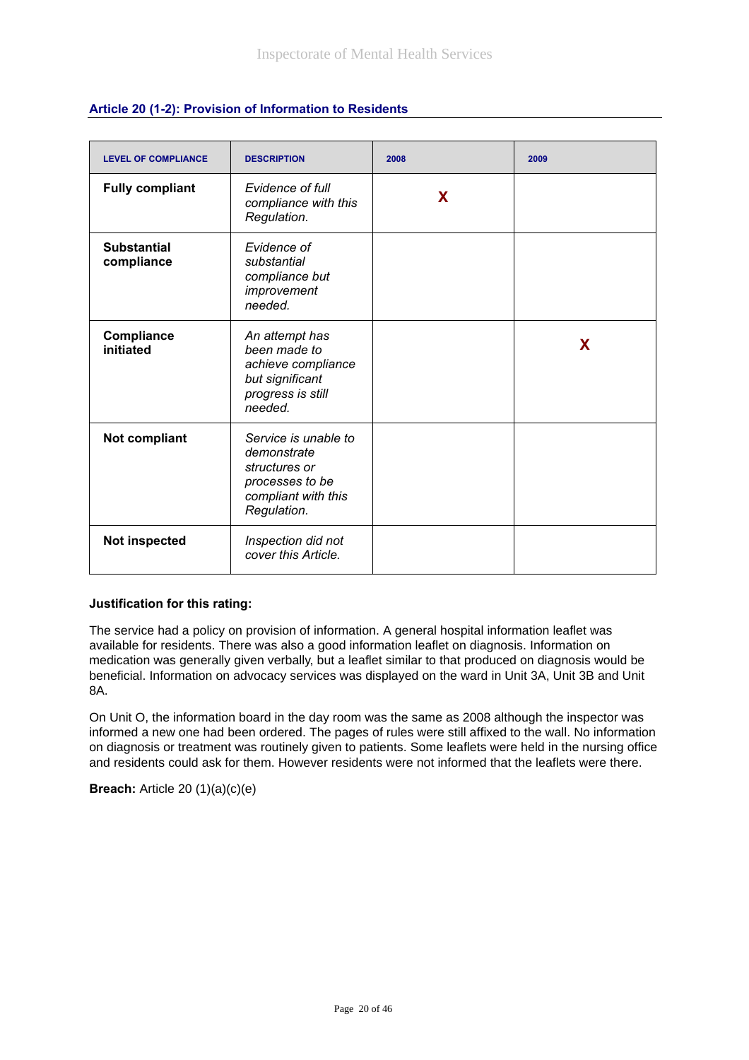### Article 20 (1-2): Provision of Information to Residents

| LEVEL OF COMPLIANCE | DESCRIPTION | 2008 | 2009 |
|---|---|---|---|
| **Fully compliant** | *Evidence of full compliance with this Regulation.* | X | |
| **Substantial compliance** | *Evidence of substantial compliance but improvement needed.* | | |
| **Compliance initiated** | *An attempt has been made to achieve compliance but significant progress is still needed.* | | X |
| **Not compliant** | *Service is unable to demonstrate structures or processes to be compliant with this Regulation.* | | |
| **Not inspected** | *Inspection did not cover this Article.* | | |

**Justification for this rating:**

The service had a policy on provision of information. A general hospital information leaflet was available for residents. There was also a good information leaflet on diagnosis. Information on medication was generally given verbally, but a leaflet similar to that produced on diagnosis would be beneficial. Information on advocacy services was displayed on the ward in Unit 3A, Unit 3B and Unit 8A.

On Unit O, the information board in the day room was the same as 2008 although the inspector was informed a new one had been ordered. The pages of rules were still affixed to the wall. No information on diagnosis or treatment was routinely given to patients. Some leaflets were held in the nursing office and residents could ask for them. However residents were not informed that the leaflets were there.

**Breach:** Article 20 (1)(a)(c)(e)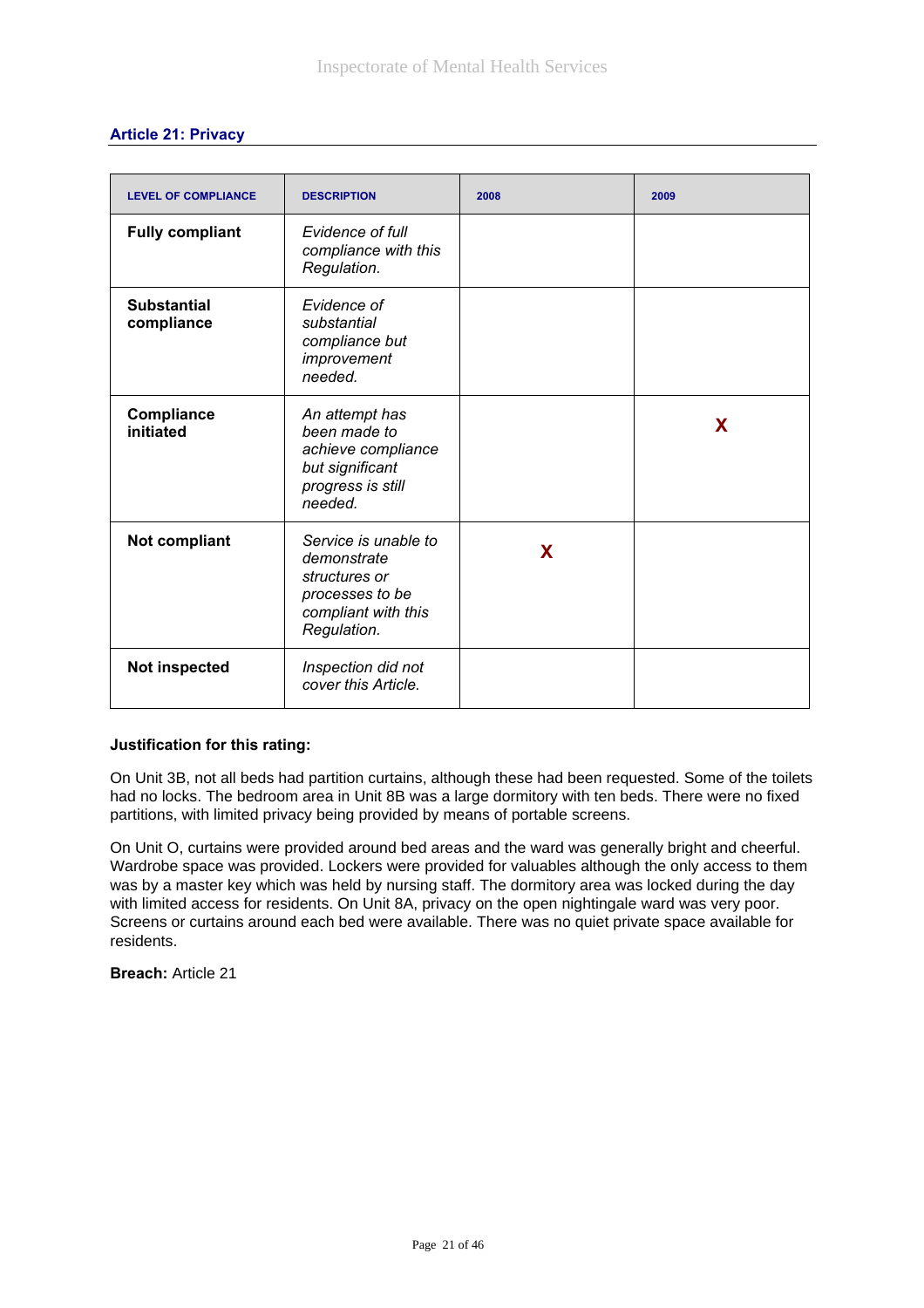## Article 21: Privacy

| LEVEL OF COMPLIANCE | DESCRIPTION | 2008 | 2009 |
|---|---|---|---|
| **Fully compliant** | *Evidence of full compliance with this Regulation.* | | |
| **Substantial compliance** | *Evidence of substantial compliance but improvement needed.* | | |
| **Compliance initiated** | *An attempt has been made to achieve compliance but significant progress is still needed.* | | X |
| **Not compliant** | *Service is unable to demonstrate structures or processes to be compliant with this Regulation.* | X | |
| **Not inspected** | *Inspection did not cover this Article.* | | |

**Justification for this rating:**

On Unit 3B, not all beds had partition curtains, although these had been requested. Some of the toilets had no locks. The bedroom area in Unit 8B was a large dormitory with ten beds. There were no fixed partitions, with limited privacy being provided by means of portable screens.

On Unit O, curtains were provided around bed areas and the ward was generally bright and cheerful. Wardrobe space was provided. Lockers were provided for valuables although the only access to them was by a master key which was held by nursing staff. The dormitory area was locked during the day with limited access for residents. On Unit 8A, privacy on the open nightingale ward was very poor. Screens or curtains around each bed were available. There was no quiet private space available for residents.

**Breach:** Article 21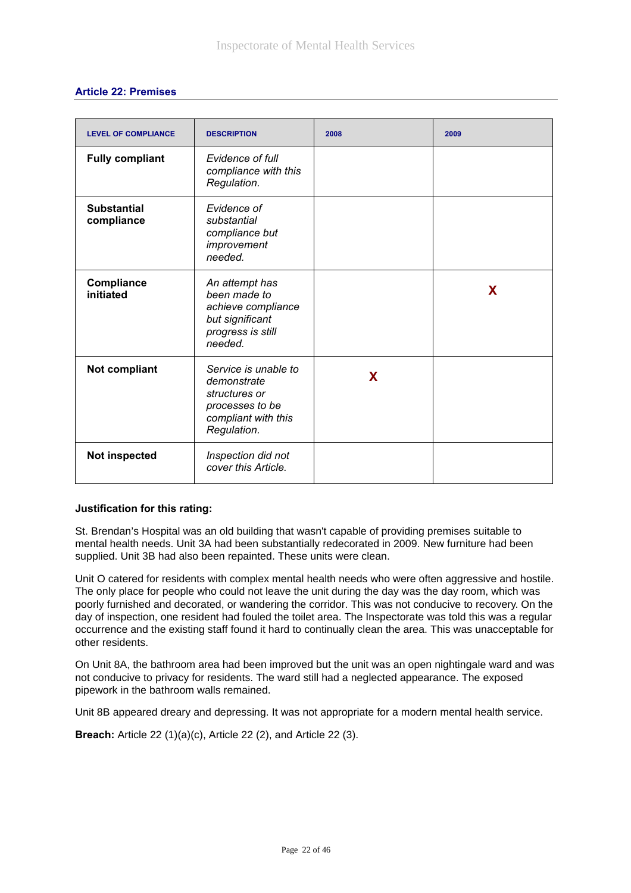### Article 22: Premises

| LEVEL OF COMPLIANCE | DESCRIPTION | 2008 | 2009 |
|---|---|---|---|
| **Fully compliant** | *Evidence of full compliance with this Regulation.* | | |
| **Substantial compliance** | *Evidence of substantial compliance but improvement needed.* | | |
| **Compliance initiated** | *An attempt has been made to achieve compliance but significant progress is still needed.* | | X |
| **Not compliant** | *Service is unable to demonstrate structures or processes to be compliant with this Regulation.* | X | |
| **Not inspected** | *Inspection did not cover this Article.* | | |

**Justification for this rating:**

St. Brendan's Hospital was an old building that wasn't capable of providing premises suitable to mental health needs. Unit 3A had been substantially redecorated in 2009. New furniture had been supplied. Unit 3B had also been repainted. These units were clean.

Unit O catered for residents with complex mental health needs who were often aggressive and hostile. The only place for people who could not leave the unit during the day was the day room, which was poorly furnished and decorated, or wandering the corridor. This was not conducive to recovery. On the day of inspection, one resident had fouled the toilet area. The Inspectorate was told this was a regular occurrence and the existing staff found it hard to continually clean the area. This was unacceptable for other residents.

On Unit 8A, the bathroom area had been improved but the unit was an open nightingale ward and was not conducive to privacy for residents. The ward still had a neglected appearance. The exposed pipework in the bathroom walls remained.

Unit 8B appeared dreary and depressing. It was not appropriate for a modern mental health service.

**Breach:** Article 22 (1)(a)(c), Article 22 (2), and Article 22 (3).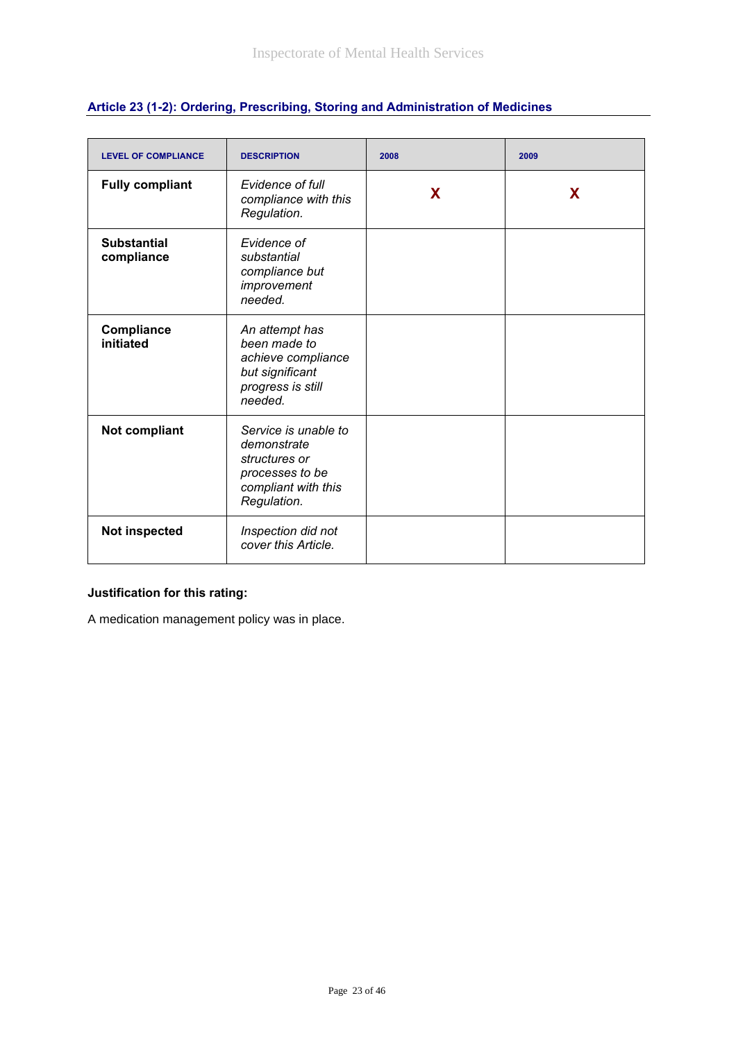## Article 23 (1-2): Ordering, Prescribing, Storing and Administration of Medicines

| LEVEL OF COMPLIANCE | DESCRIPTION | 2008 | 2009 |
|---|---|---|---|
| **Fully compliant** | *Evidence of full compliance with this Regulation.* | X | X |
| **Substantial compliance** | *Evidence of substantial compliance but improvement needed.* | | |
| **Compliance initiated** | *An attempt has been made to achieve compliance but significant progress is still needed.* | | |
| **Not compliant** | *Service is unable to demonstrate structures or processes to be compliant with this Regulation.* | | |
| **Not inspected** | *Inspection did not cover this Article.* | | |

**Justification for this rating:**

A medication management policy was in place.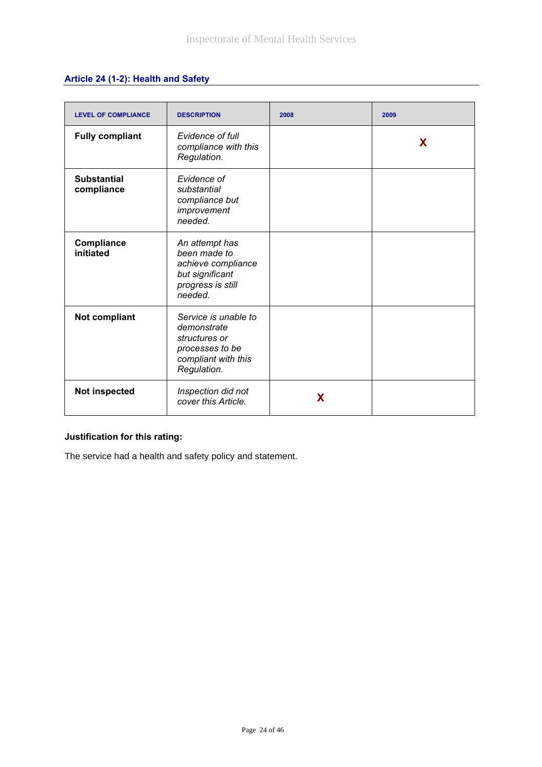## Article 24 (1-2): Health and Safety

| LEVEL OF COMPLIANCE | DESCRIPTION | 2008 | 2009 |
|---|---|---|---|
| **Fully compliant** | *Evidence of full compliance with this Regulation.* | | X |
| **Substantial compliance** | *Evidence of substantial compliance but improvement needed.* | | |
| **Compliance initiated** | *An attempt has been made to achieve compliance but significant progress is still needed.* | | |
| **Not compliant** | *Service is unable to demonstrate structures or processes to be compliant with this Regulation.* | | |
| **Not inspected** | *Inspection did not cover this Article.* | X | |

**Justification for this rating:**

The service had a health and safety policy and statement.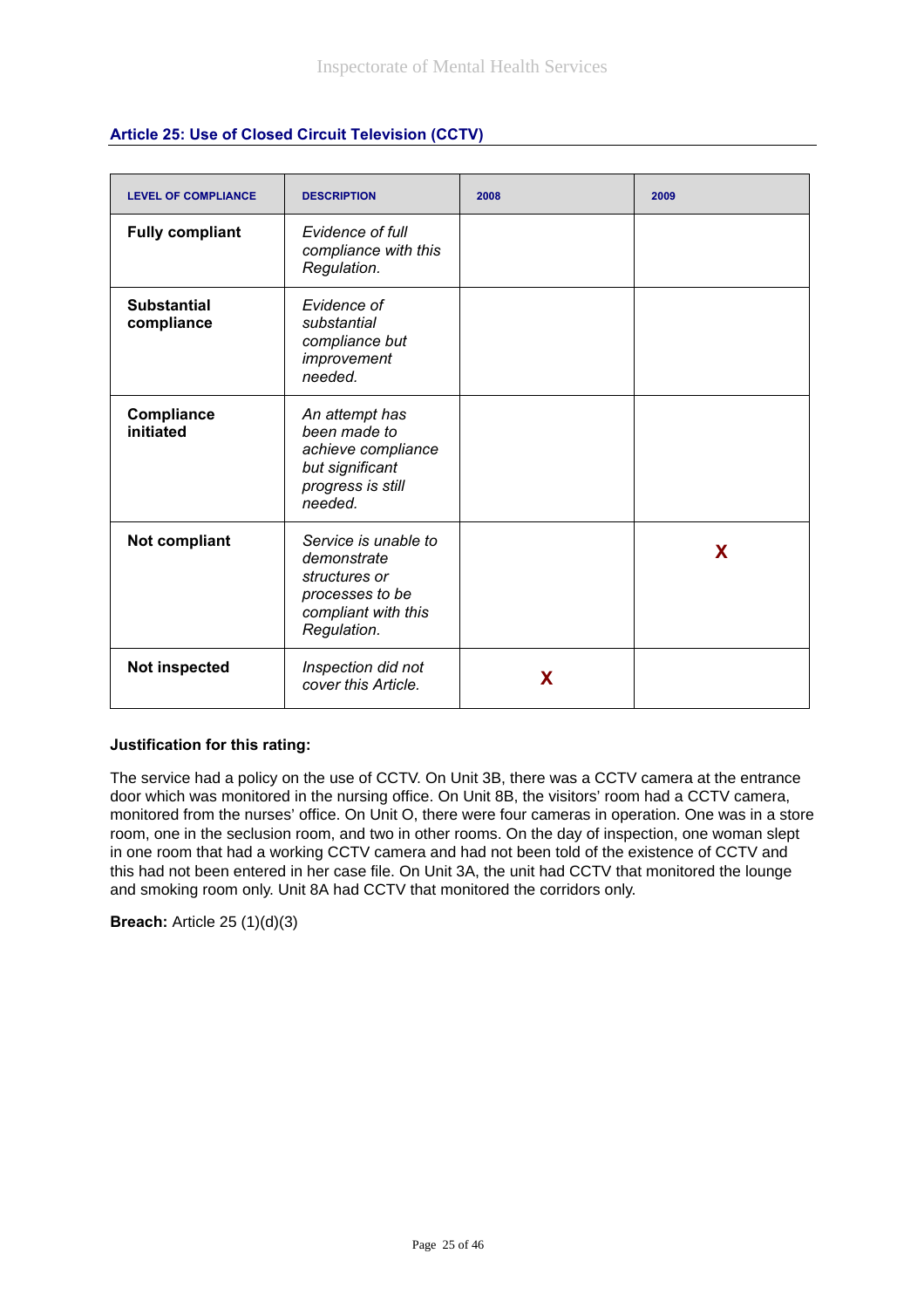## Article 25: Use of Closed Circuit Television (CCTV)

| LEVEL OF COMPLIANCE | DESCRIPTION | 2008 | 2009 |
|---|---|---|---|
| **Fully compliant** | *Evidence of full compliance with this Regulation.* | | |
| **Substantial compliance** | *Evidence of substantial compliance but improvement needed.* | | |
| **Compliance initiated** | *An attempt has been made to achieve compliance but significant progress is still needed.* | | |
| **Not compliant** | *Service is unable to demonstrate structures or processes to be compliant with this Regulation.* | | X |
| **Not inspected** | *Inspection did not cover this Article.* | X | |

**Justification for this rating:**

The service had a policy on the use of CCTV. On Unit 3B, there was a CCTV camera at the entrance door which was monitored in the nursing office. On Unit 8B, the visitors' room had a CCTV camera, monitored from the nurses' office. On Unit O, there were four cameras in operation. One was in a store room, one in the seclusion room, and two in other rooms. On the day of inspection, one woman slept in one room that had a working CCTV camera and had not been told of the existence of CCTV and this had not been entered in her case file. On Unit 3A, the unit had CCTV that monitored the lounge and smoking room only. Unit 8A had CCTV that monitored the corridors only.

**Breach:** Article 25 (1)(d)(3)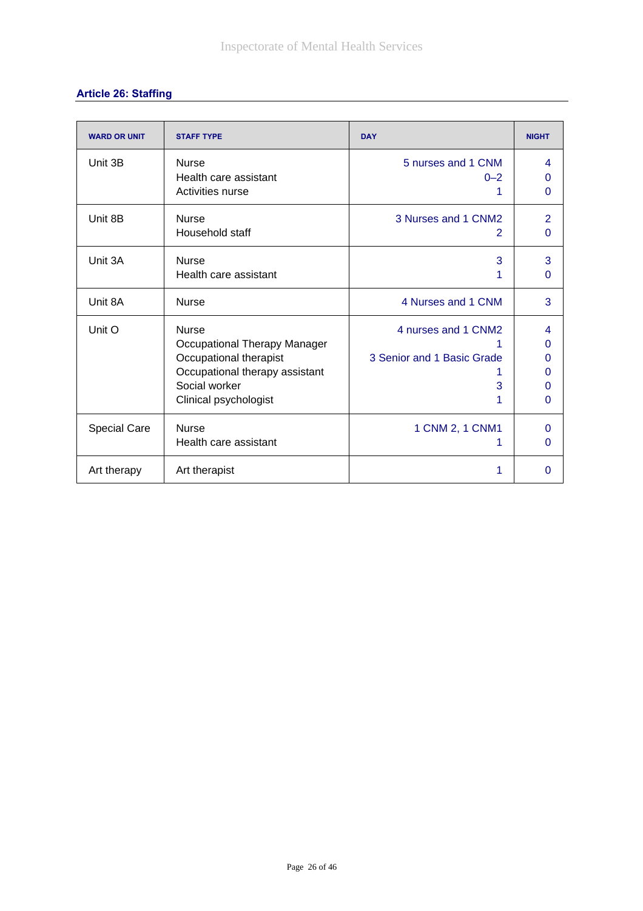## Article 26: Staffing

| WARD OR UNIT | STAFF TYPE | DAY | NIGHT |
|---|---|---|---|
| Unit 3B | Nurse<br>Health care assistant<br>Activities nurse | 5 nurses and 1 CNM<br>0–2<br>1 | 4<br>0<br>0 |
| Unit 8B | Nurse<br>Household staff | 3 Nurses and 1 CNM2<br>2 | 2<br>0 |
| Unit 3A | Nurse<br>Health care assistant | 3<br>1 | 3<br>0 |
| Unit 8A | Nurse | 4 Nurses and 1 CNM | 3 |
| Unit O | Nurse<br>Occupational Therapy Manager<br>Occupational therapist<br>Occupational therapy assistant<br>Social worker<br>Clinical psychologist | 4 nurses and 1 CNM2<br>1<br>3 Senior and 1 Basic Grade<br>1<br>3<br>1 | 4<br>0<br>0<br>0<br>0<br>0 |
| Special Care | Nurse<br>Health care assistant | 1 CNM 2, 1 CNM1<br>1 | 0<br>0 |
| Art therapy | Art therapist | 1 | 0 |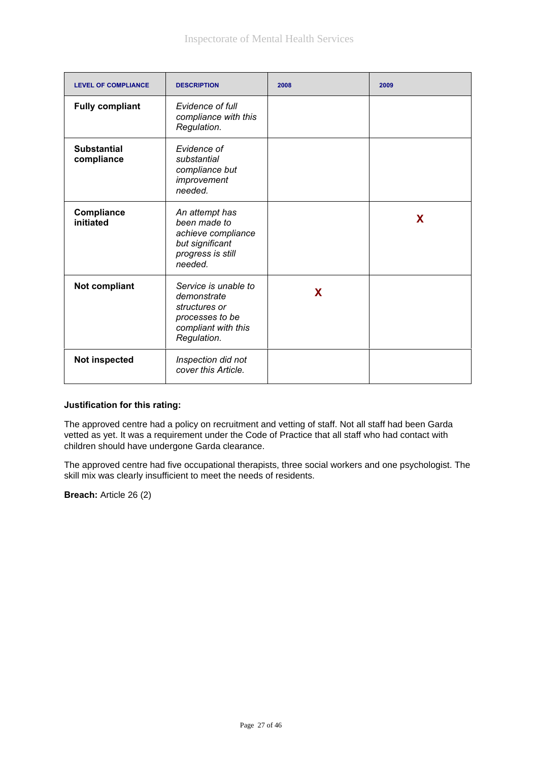| LEVEL OF COMPLIANCE | DESCRIPTION | 2008 | 2009 |
|---|---|---|---|
| **Fully compliant** | *Evidence of full compliance with this Regulation.* | | |
| **Substantial compliance** | *Evidence of substantial compliance but improvement needed.* | | |
| **Compliance initiated** | *An attempt has been made to achieve compliance but significant progress is still needed.* | | X |
| **Not compliant** | *Service is unable to demonstrate structures or processes to be compliant with this Regulation.* | X | |
| **Not inspected** | *Inspection did not cover this Article.* | | |

**Justification for this rating:**

The approved centre had a policy on recruitment and vetting of staff. Not all staff had been Garda vetted as yet. It was a requirement under the Code of Practice that all staff who had contact with children should have undergone Garda clearance.

The approved centre had five occupational therapists, three social workers and one psychologist. The skill mix was clearly insufficient to meet the needs of residents.

**Breach:** Article 26 (2)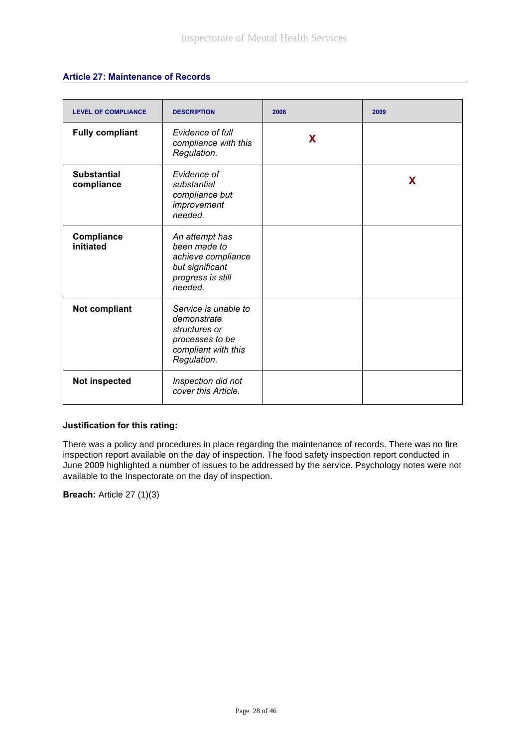## Article 27: Maintenance of Records

| LEVEL OF COMPLIANCE | DESCRIPTION | 2008 | 2009 |
|---|---|---|---|
| **Fully compliant** | *Evidence of full compliance with this Regulation.* | X | |
| **Substantial compliance** | *Evidence of substantial compliance but improvement needed.* | | X |
| **Compliance initiated** | *An attempt has been made to achieve compliance but significant progress is still needed.* | | |
| **Not compliant** | *Service is unable to demonstrate structures or processes to be compliant with this Regulation.* | | |
| **Not inspected** | *Inspection did not cover this Article.* | | |

**Justification for this rating:**

There was a policy and procedures in place regarding the maintenance of records. There was no fire inspection report available on the day of inspection. The food safety inspection report conducted in June 2009 highlighted a number of issues to be addressed by the service. Psychology notes were not available to the Inspectorate on the day of inspection.

**Breach:** Article 27 (1)(3)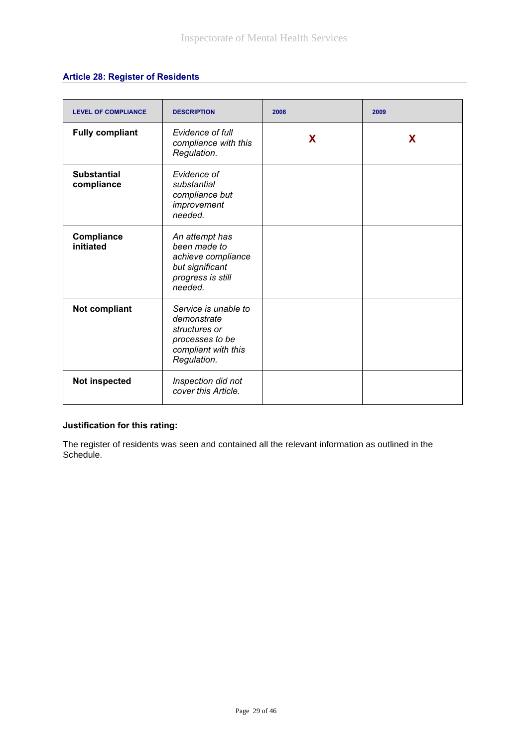## Article 28: Register of Residents

| LEVEL OF COMPLIANCE | DESCRIPTION | 2008 | 2009 |
|---|---|---|---|
| **Fully compliant** | *Evidence of full compliance with this Regulation.* | X | X |
| **Substantial compliance** | *Evidence of substantial compliance but improvement needed.* | | |
| **Compliance initiated** | *An attempt has been made to achieve compliance but significant progress is still needed.* | | |
| **Not compliant** | *Service is unable to demonstrate structures or processes to be compliant with this Regulation.* | | |
| **Not inspected** | *Inspection did not cover this Article.* | | |

**Justification for this rating:**

The register of residents was seen and contained all the relevant information as outlined in the Schedule.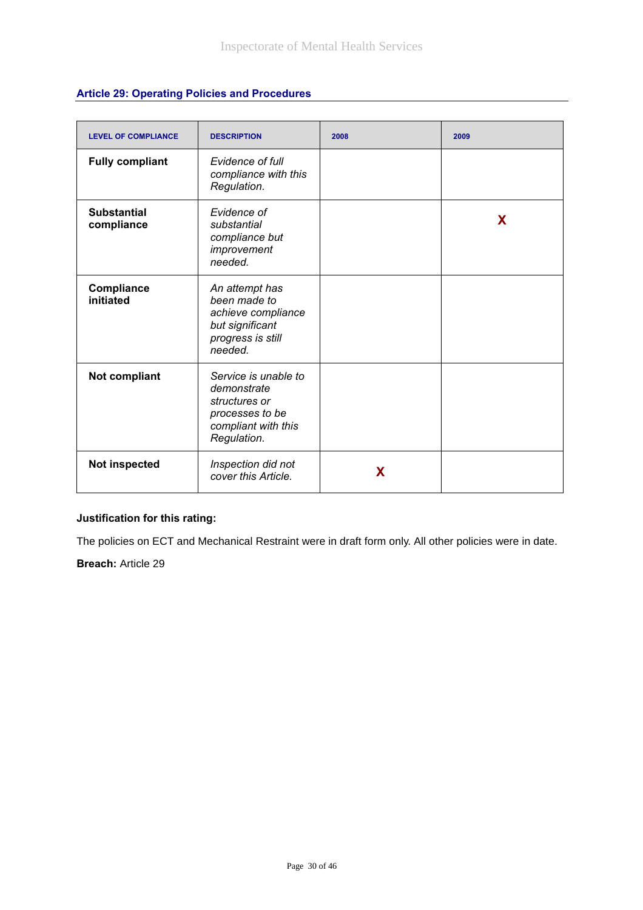### Article 29: Operating Policies and Procedures

| LEVEL OF COMPLIANCE | DESCRIPTION | 2008 | 2009 |
|---|---|---|---|
| **Fully compliant** | *Evidence of full compliance with this Regulation.* | | |
| **Substantial compliance** | *Evidence of substantial compliance but improvement needed.* | | X |
| **Compliance initiated** | *An attempt has been made to achieve compliance but significant progress is still needed.* | | |
| **Not compliant** | *Service is unable to demonstrate structures or processes to be compliant with this Regulation.* | | |
| **Not inspected** | *Inspection did not cover this Article.* | X | |

**Justification for this rating:**

The policies on ECT and Mechanical Restraint were in draft form only. All other policies were in date.

**Breach:** Article 29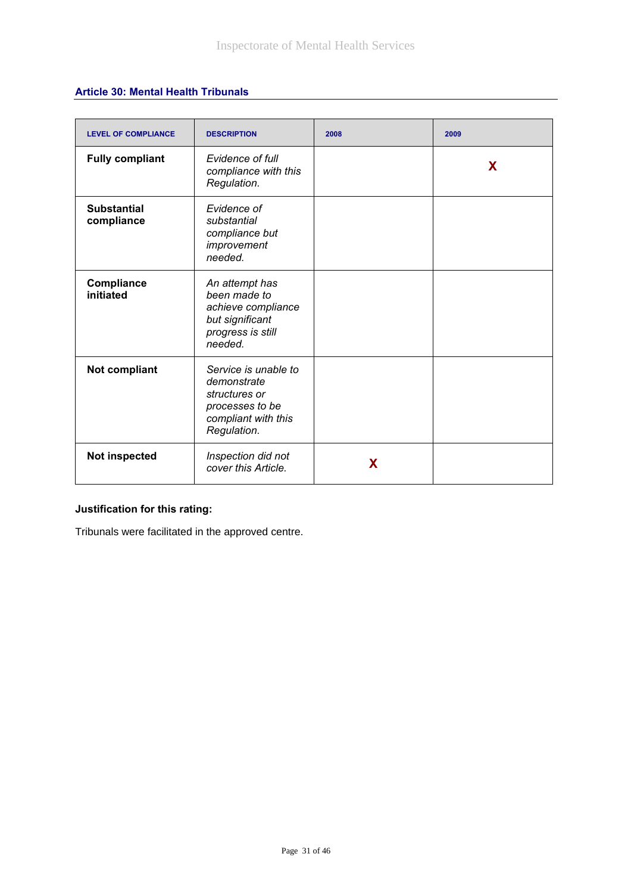### Article 30: Mental Health Tribunals

| LEVEL OF COMPLIANCE | DESCRIPTION | 2008 | 2009 |
|---|---|---|---|
| **Fully compliant** | *Evidence of full compliance with this Regulation.* | | X |
| **Substantial compliance** | *Evidence of substantial compliance but improvement needed.* | | |
| **Compliance initiated** | *An attempt has been made to achieve compliance but significant progress is still needed.* | | |
| **Not compliant** | *Service is unable to demonstrate structures or processes to be compliant with this Regulation.* | | |
| **Not inspected** | *Inspection did not cover this Article.* | X | |

**Justification for this rating:**

Tribunals were facilitated in the approved centre.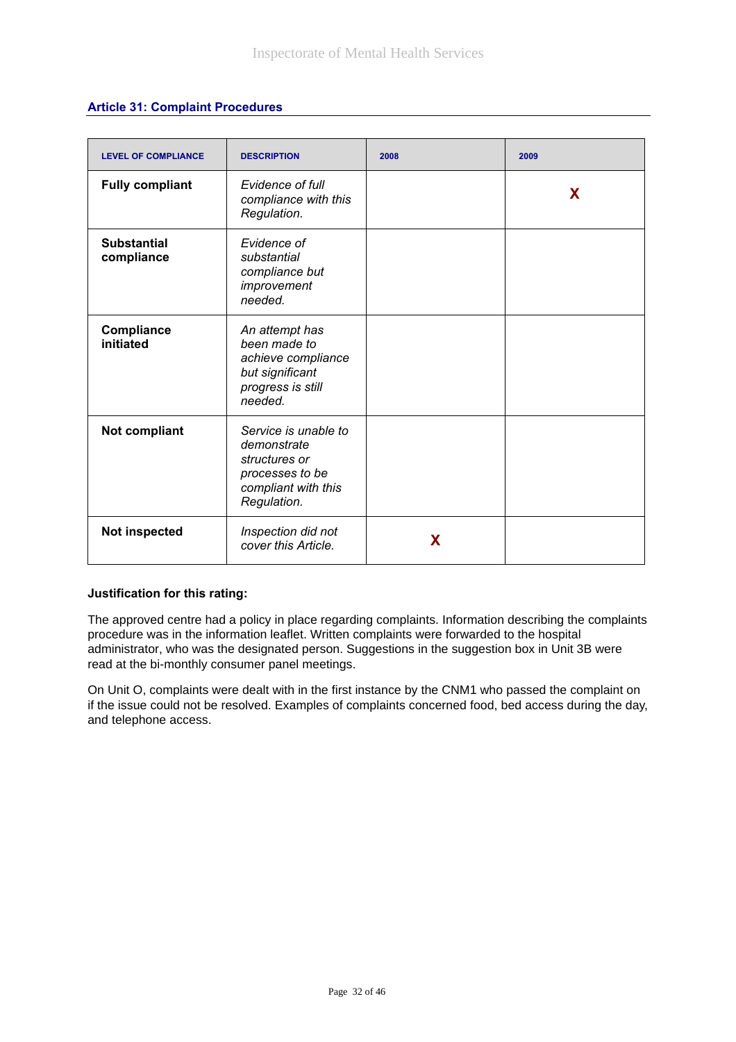## Article 31: Complaint Procedures

| LEVEL OF COMPLIANCE | DESCRIPTION | 2008 | 2009 |
|---|---|---|---|
| **Fully compliant** | *Evidence of full compliance with this Regulation.* | | X |
| **Substantial compliance** | *Evidence of substantial compliance but improvement needed.* | | |
| **Compliance initiated** | *An attempt has been made to achieve compliance but significant progress is still needed.* | | |
| **Not compliant** | *Service is unable to demonstrate structures or processes to be compliant with this Regulation.* | | |
| **Not inspected** | *Inspection did not cover this Article.* | X | |

**Justification for this rating:**

The approved centre had a policy in place regarding complaints. Information describing the complaints procedure was in the information leaflet. Written complaints were forwarded to the hospital administrator, who was the designated person. Suggestions in the suggestion box in Unit 3B were read at the bi-monthly consumer panel meetings.

On Unit O, complaints were dealt with in the first instance by the CNM1 who passed the complaint on if the issue could not be resolved. Examples of complaints concerned food, bed access during the day, and telephone access.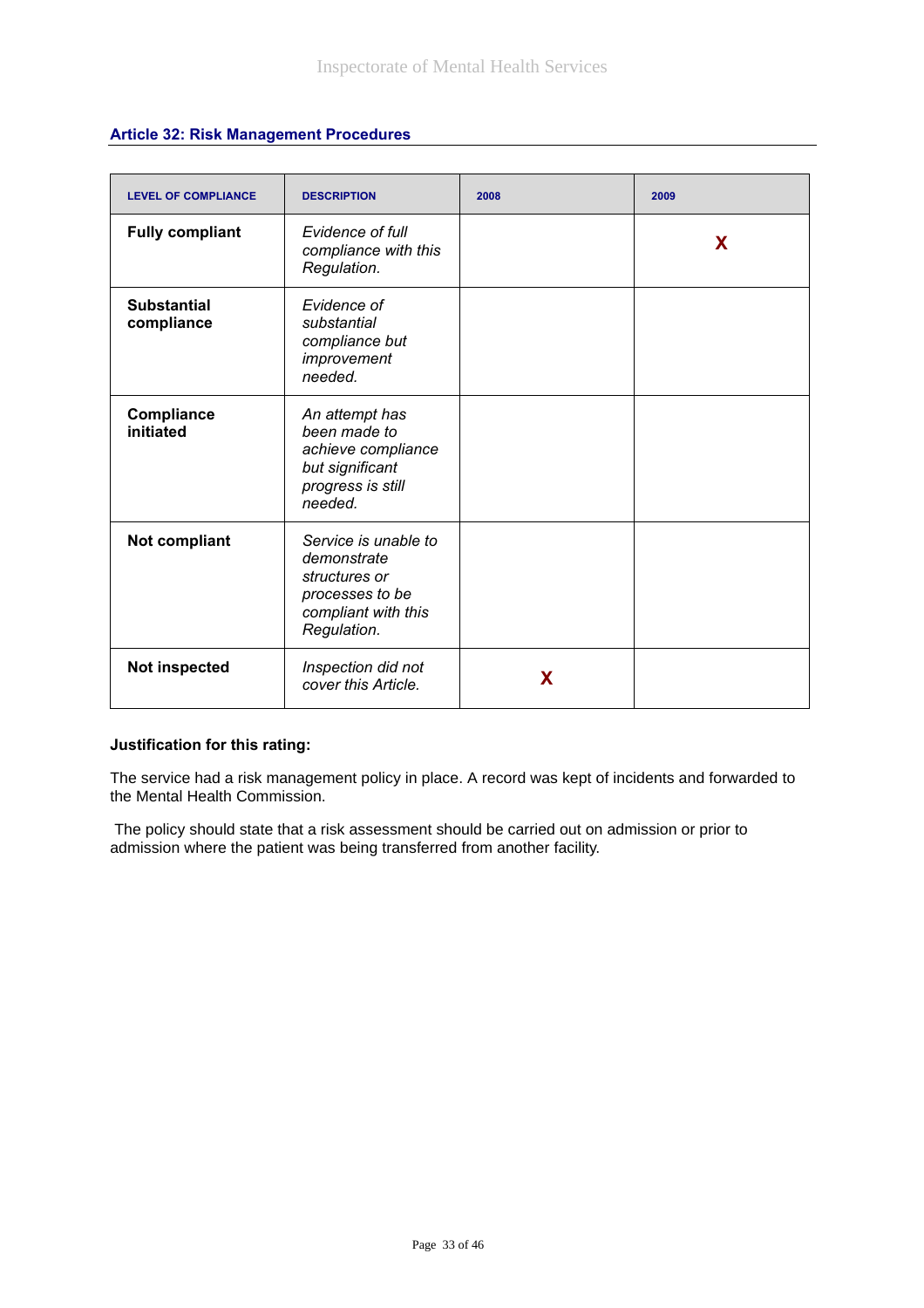### Article 32: Risk Management Procedures

| LEVEL OF COMPLIANCE | DESCRIPTION | 2008 | 2009 |
|---|---|---|---|
| **Fully compliant** | *Evidence of full compliance with this Regulation.* | | X |
| **Substantial compliance** | *Evidence of substantial compliance but improvement needed.* | | |
| **Compliance initiated** | *An attempt has been made to achieve compliance but significant progress is still needed.* | | |
| **Not compliant** | *Service is unable to demonstrate structures or processes to be compliant with this Regulation.* | | |
| **Not inspected** | *Inspection did not cover this Article.* | X | |

**Justification for this rating:**

The service had a risk management policy in place. A record was kept of incidents and forwarded to the Mental Health Commission.

The policy should state that a risk assessment should be carried out on admission or prior to admission where the patient was being transferred from another facility.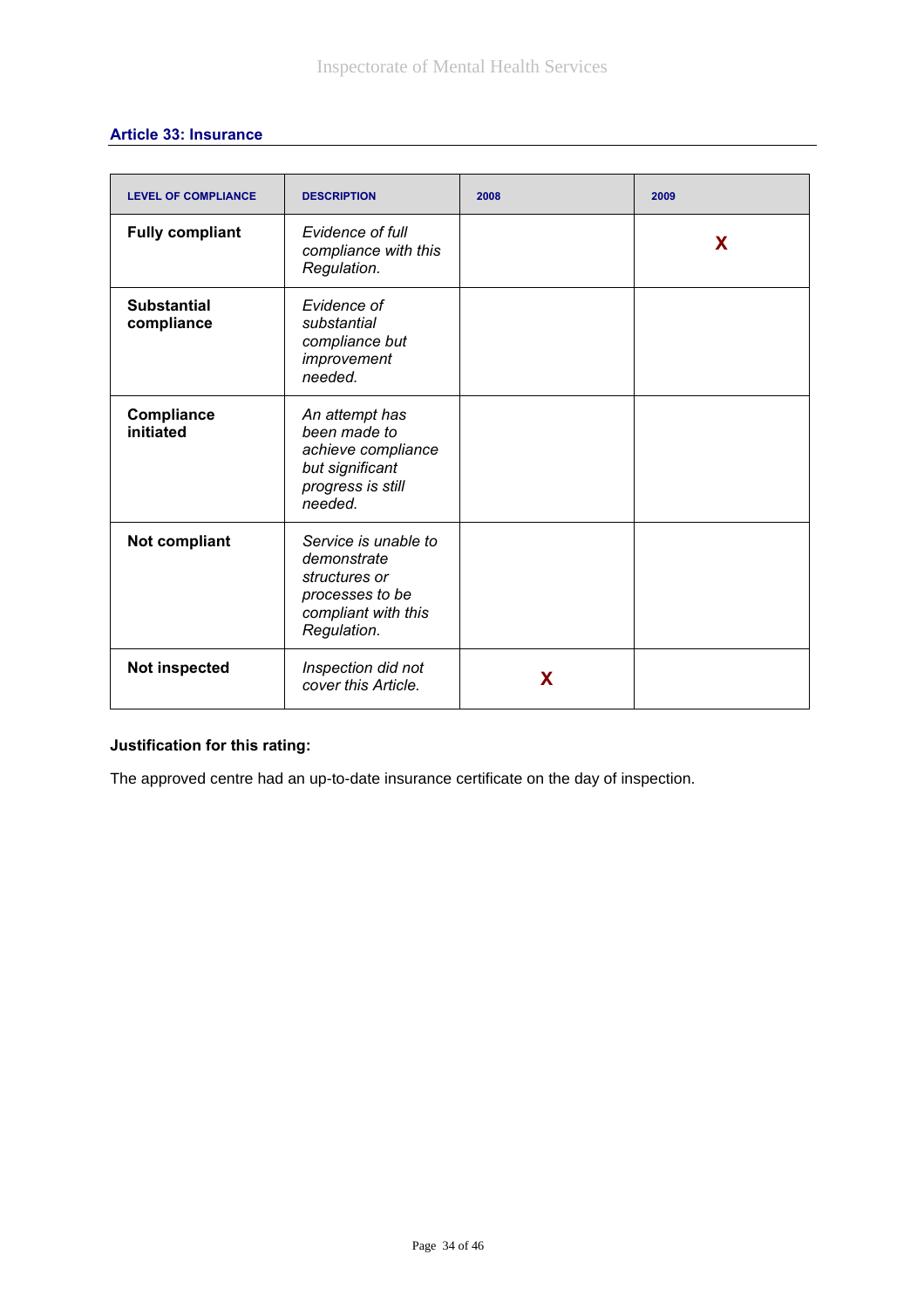### Article 33: Insurance

| LEVEL OF COMPLIANCE | DESCRIPTION | 2008 | 2009 |
|---|---|---|---|
| **Fully compliant** | *Evidence of full compliance with this Regulation.* | | X |
| **Substantial compliance** | *Evidence of substantial compliance but improvement needed.* | | |
| **Compliance initiated** | *An attempt has been made to achieve compliance but significant progress is still needed.* | | |
| **Not compliant** | *Service is unable to demonstrate structures or processes to be compliant with this Regulation.* | | |
| **Not inspected** | *Inspection did not cover this Article.* | X | |

**Justification for this rating:**

The approved centre had an up-to-date insurance certificate on the day of inspection.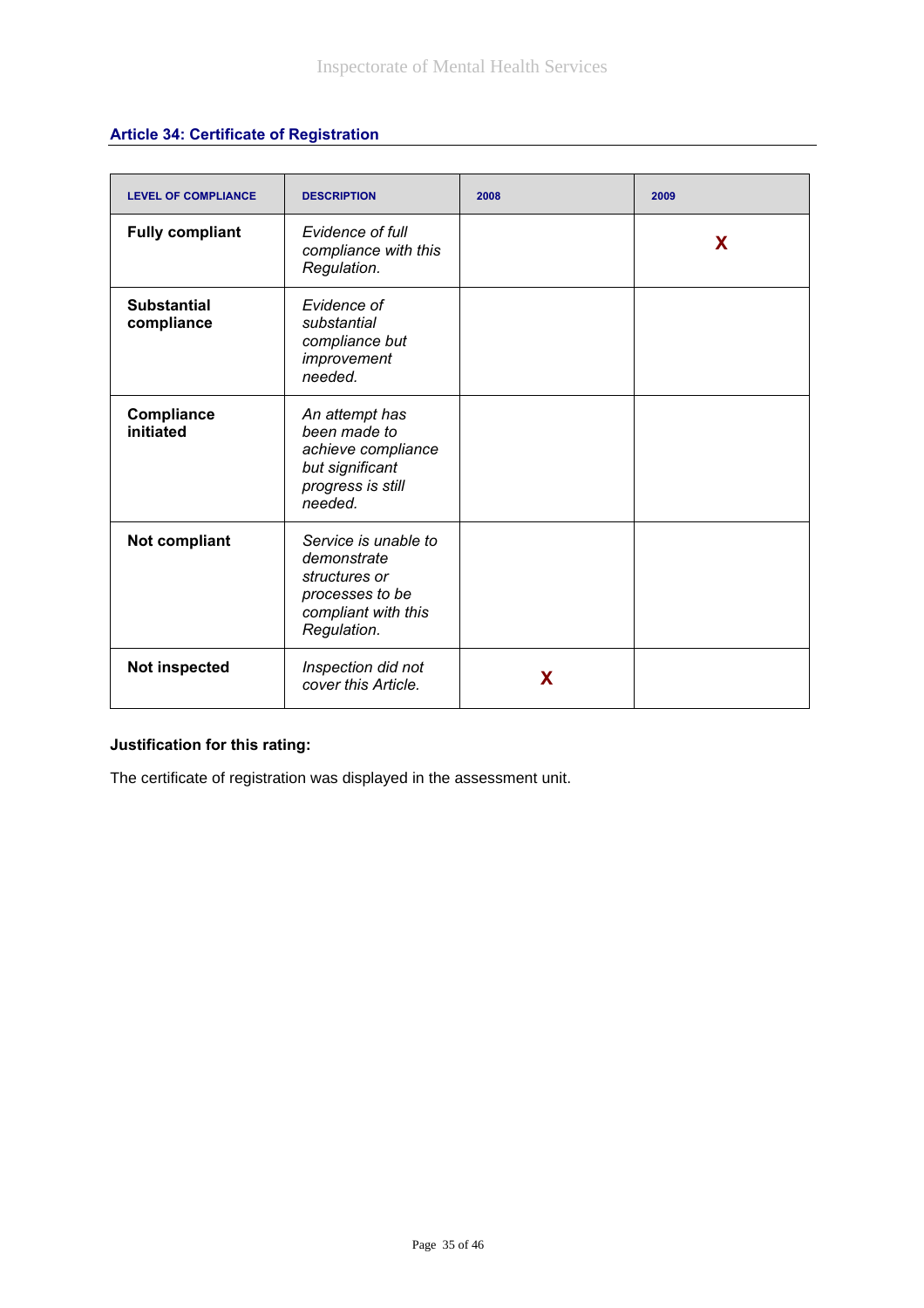## Article 34: Certificate of Registration

| LEVEL OF COMPLIANCE | DESCRIPTION | 2008 | 2009 |
|---|---|---|---|
| **Fully compliant** | *Evidence of full compliance with this Regulation.* | | X |
| **Substantial compliance** | *Evidence of substantial compliance but improvement needed.* | | |
| **Compliance initiated** | *An attempt has been made to achieve compliance but significant progress is still needed.* | | |
| **Not compliant** | *Service is unable to demonstrate structures or processes to be compliant with this Regulation.* | | |
| **Not inspected** | *Inspection did not cover this Article.* | X | |

**Justification for this rating:**

The certificate of registration was displayed in the assessment unit.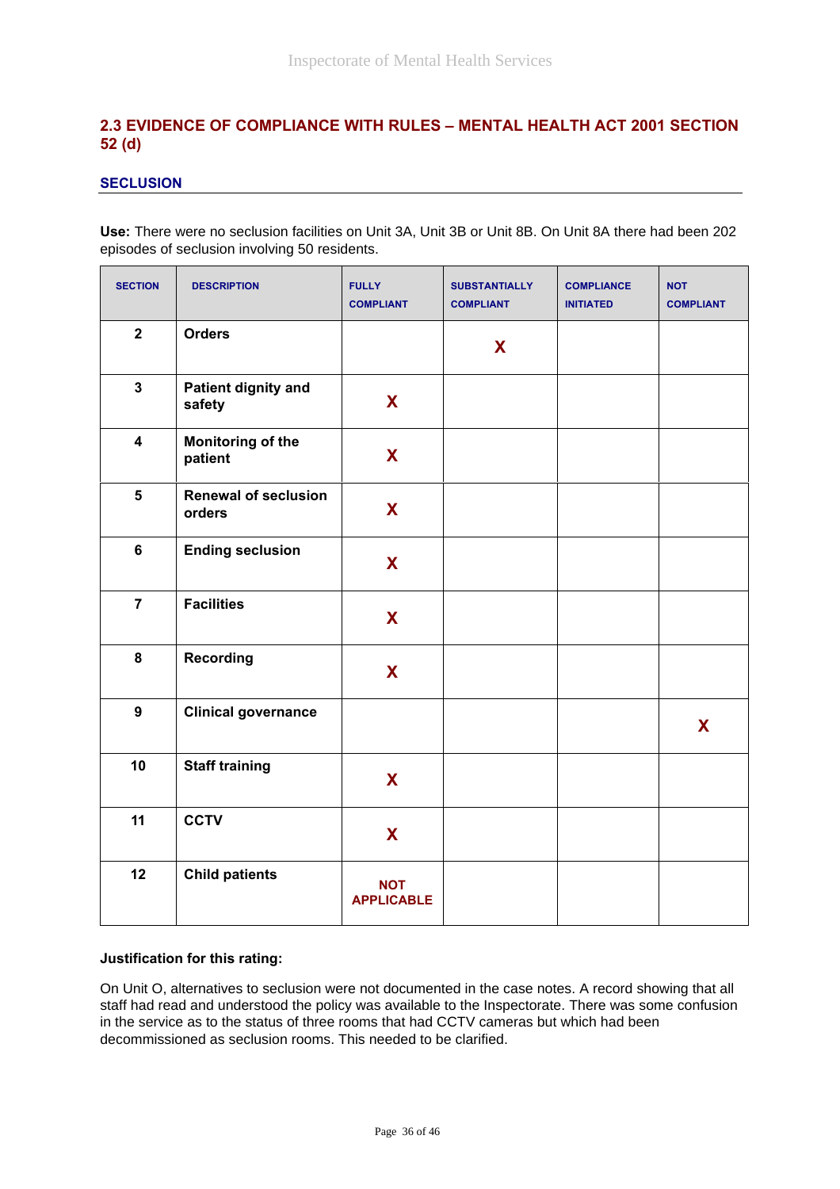## 2.3 EVIDENCE OF COMPLIANCE WITH RULES – MENTAL HEALTH ACT 2001 SECTION 52 (d)

### SECLUSION

**Use:** There were no seclusion facilities on Unit 3A, Unit 3B or Unit 8B. On Unit 8A there had been 202 episodes of seclusion involving 50 residents.

| SECTION | DESCRIPTION | FULLY COMPLIANT | SUBSTANTIALLY COMPLIANT | COMPLIANCE INITIATED | NOT COMPLIANT |
|---|---|---|---|---|---|
| 2 | Orders | | X | | |
| 3 | Patient dignity and safety | X | | | |
| 4 | Monitoring of the patient | X | | | |
| 5 | Renewal of seclusion orders | X | | | |
| 6 | Ending seclusion | X | | | |
| 7 | Facilities | X | | | |
| 8 | Recording | X | | | |
| 9 | Clinical governance | | | | X |
| 10 | Staff training | X | | | |
| 11 | CCTV | X | | | |
| 12 | Child patients | NOT APPLICABLE | | | |

**Justification for this rating:**

On Unit O, alternatives to seclusion were not documented in the case notes. A record showing that all staff had read and understood the policy was available to the Inspectorate. There was some confusion in the service as to the status of three rooms that had CCTV cameras but which had been decommissioned as seclusion rooms. This needed to be clarified.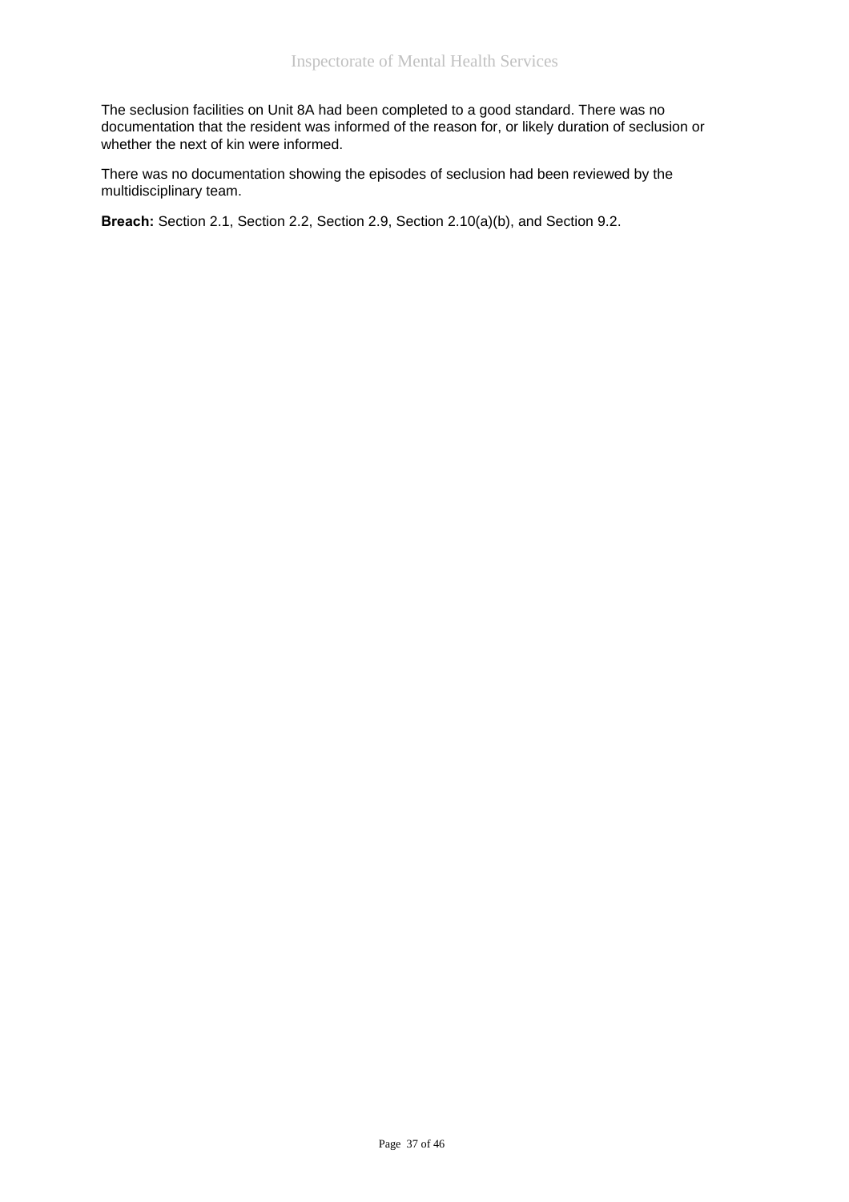The seclusion facilities on Unit 8A had been completed to a good standard. There was no documentation that the resident was informed of the reason for, or likely duration of seclusion or whether the next of kin were informed.

There was no documentation showing the episodes of seclusion had been reviewed by the multidisciplinary team.

**Breach:** Section 2.1, Section 2.2, Section 2.9, Section 2.10(a)(b), and Section 9.2.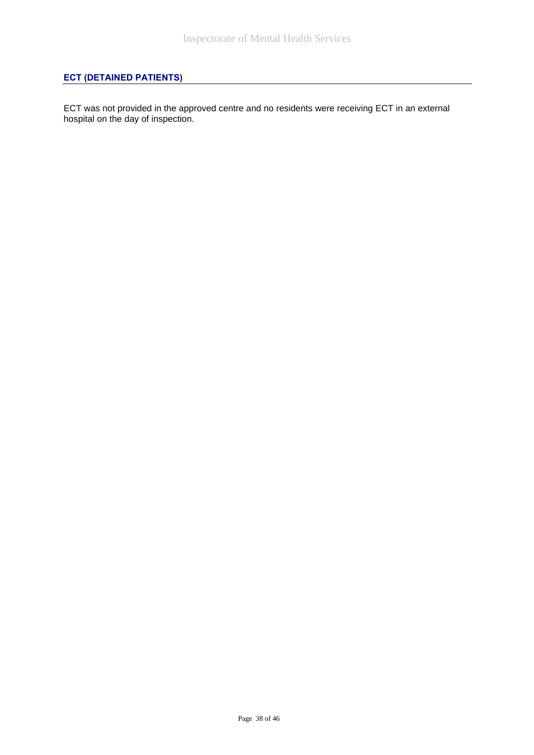## ECT (DETAINED PATIENTS)

ECT was not provided in the approved centre and no residents were receiving ECT in an external hospital on the day of inspection.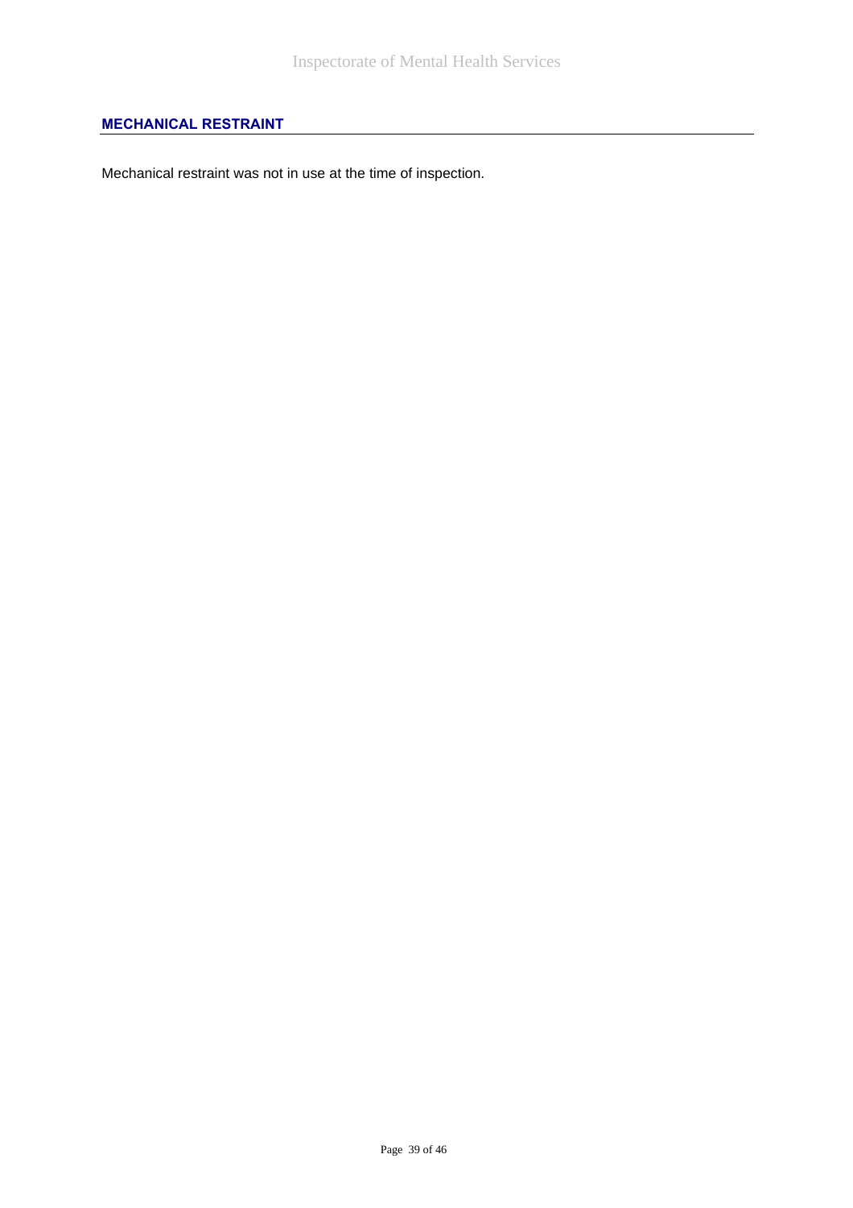## MECHANICAL RESTRAINT

Mechanical restraint was not in use at the time of inspection.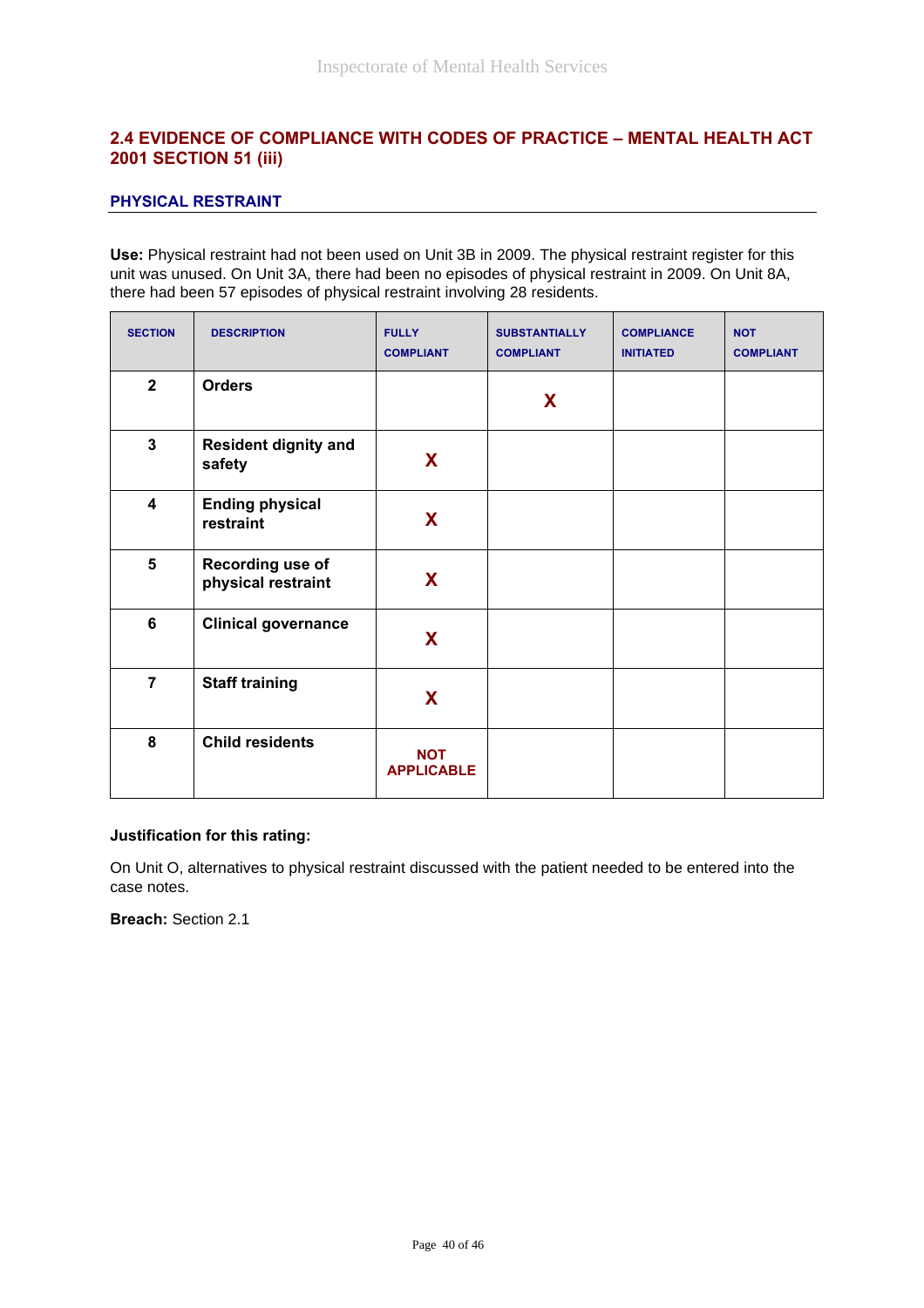## 2.4 EVIDENCE OF COMPLIANCE WITH CODES OF PRACTICE – MENTAL HEALTH ACT 2001 SECTION 51 (iii)

### PHYSICAL RESTRAINT

**Use:** Physical restraint had not been used on Unit 3B in 2009. The physical restraint register for this unit was unused. On Unit 3A, there had been no episodes of physical restraint in 2009. On Unit 8A, there had been 57 episodes of physical restraint involving 28 residents.

| SECTION | DESCRIPTION | FULLY COMPLIANT | SUBSTANTIALLY COMPLIANT | COMPLIANCE INITIATED | NOT COMPLIANT |
|---|---|---|---|---|---|
| 2 | **Orders** | | X | | |
| 3 | **Resident dignity and safety** | X | | | |
| 4 | **Ending physical restraint** | X | | | |
| 5 | **Recording use of physical restraint** | X | | | |
| 6 | **Clinical governance** | X | | | |
| 7 | **Staff training** | X | | | |
| 8 | **Child residents** | NOT APPLICABLE | | | |

**Justification for this rating:**

On Unit O, alternatives to physical restraint discussed with the patient needed to be entered into the case notes.

**Breach:** Section 2.1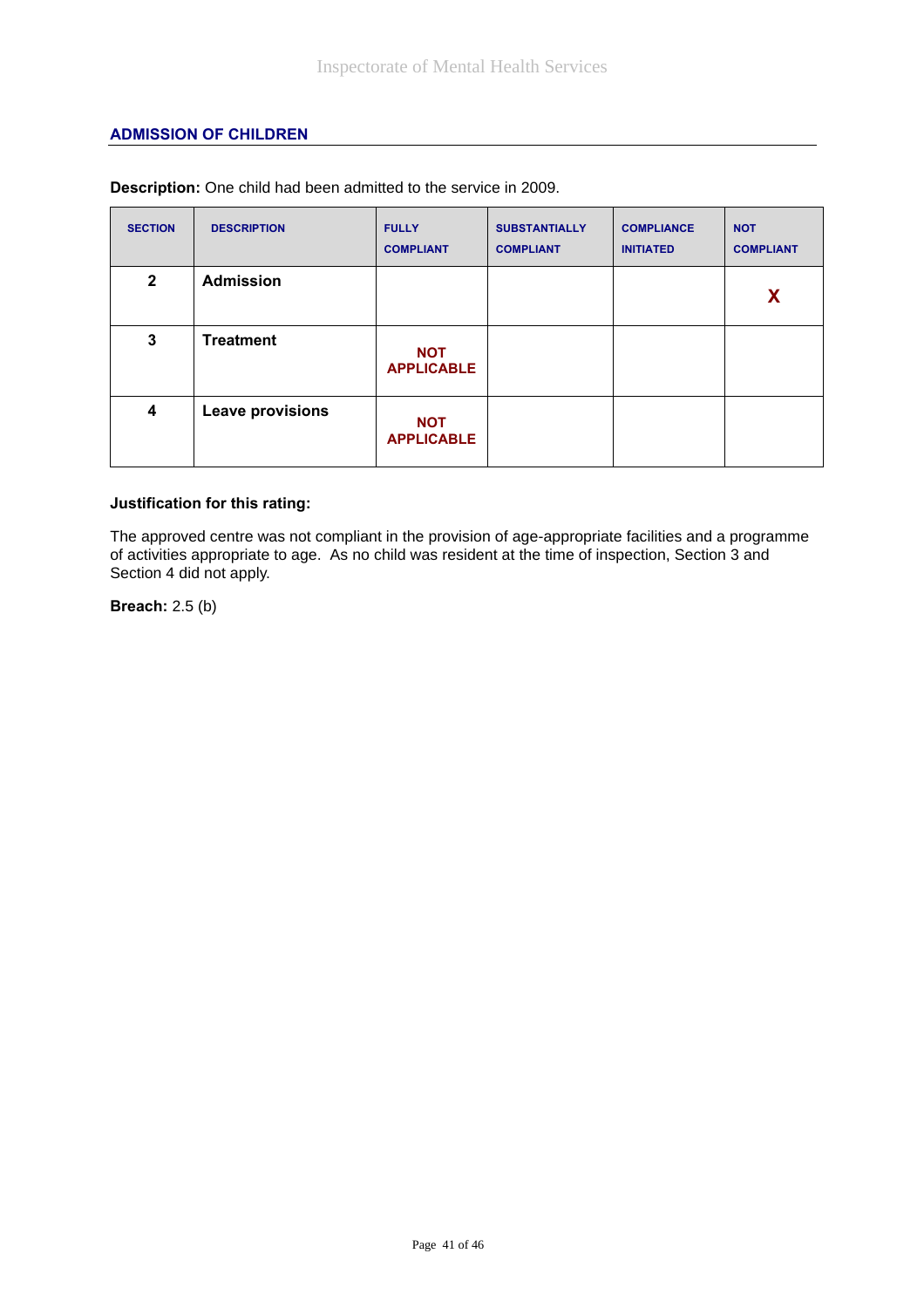## ADMISSION OF CHILDREN

**Description:** One child had been admitted to the service in 2009.

| SECTION | DESCRIPTION | FULLY COMPLIANT | SUBSTANTIALLY COMPLIANT | COMPLIANCE INITIATED | NOT COMPLIANT |
|---|---|---|---|---|---|
| 2 | Admission | | | | X |
| 3 | Treatment | NOT APPLICABLE | | | |
| 4 | Leave provisions | NOT APPLICABLE | | | |

**Justification for this rating:**

The approved centre was not compliant in the provision of age-appropriate facilities and a programme of activities appropriate to age. As no child was resident at the time of inspection, Section 3 and Section 4 did not apply.

**Breach:** 2.5 (b)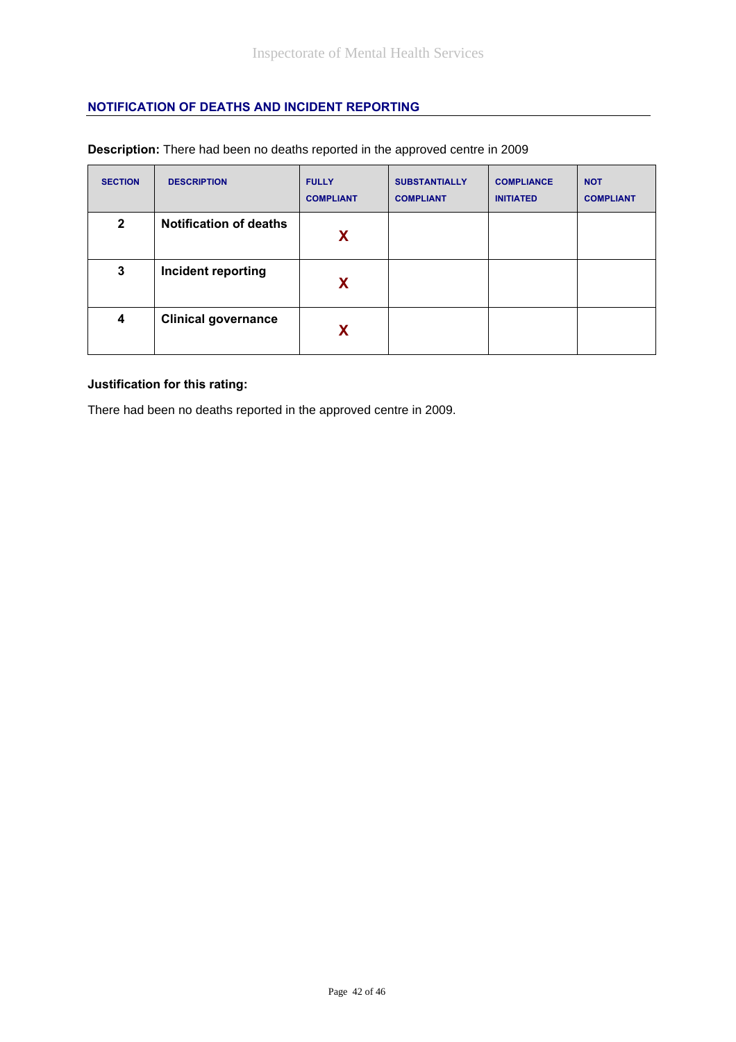## NOTIFICATION OF DEATHS AND INCIDENT REPORTING

**Description:** There had been no deaths reported in the approved centre in 2009

| SECTION | DESCRIPTION | FULLY COMPLIANT | SUBSTANTIALLY COMPLIANT | COMPLIANCE INITIATED | NOT COMPLIANT |
|---|---|---|---|---|---|
| 2 | **Notification of deaths** | X | | | |
| 3 | **Incident reporting** | X | | | |
| 4 | **Clinical governance** | X | | | |

**Justification for this rating:**

There had been no deaths reported in the approved centre in 2009.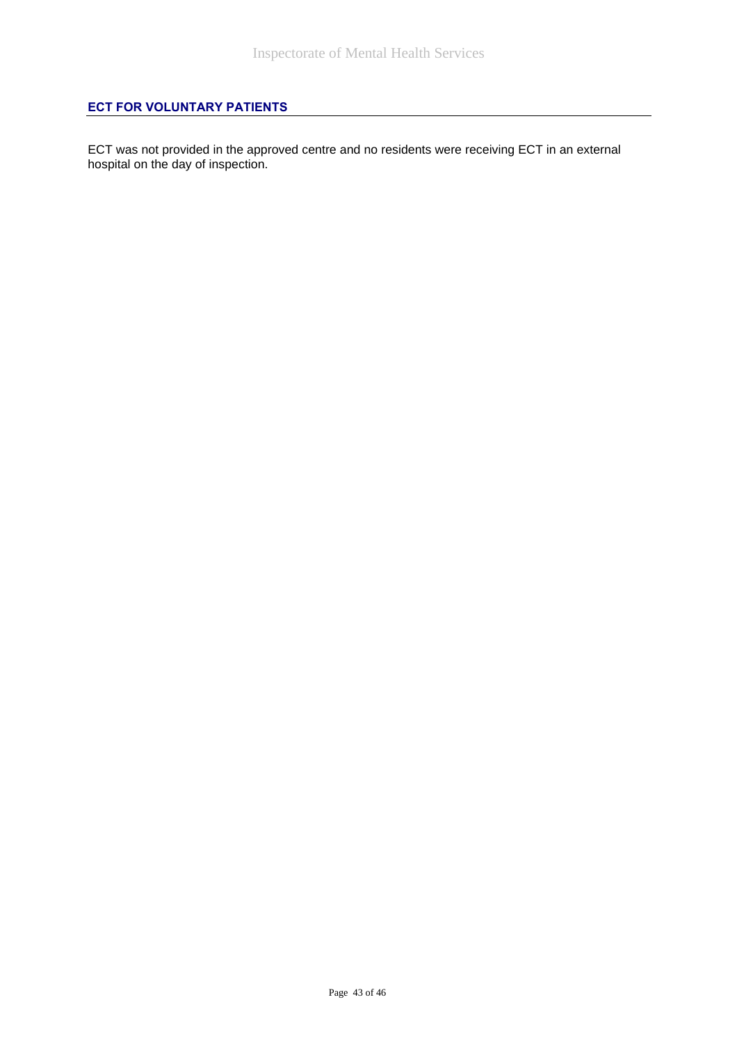## ECT FOR VOLUNTARY PATIENTS

ECT was not provided in the approved centre and no residents were receiving ECT in an external hospital on the day of inspection.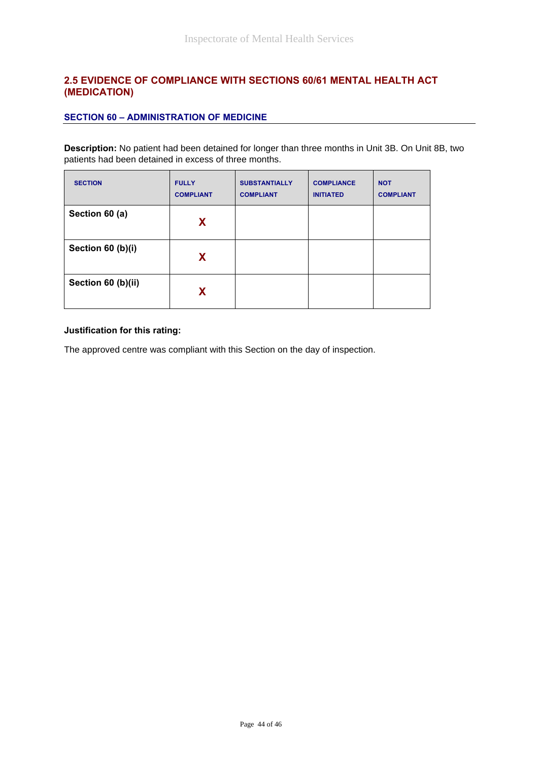## 2.5 EVIDENCE OF COMPLIANCE WITH SECTIONS 60/61 MENTAL HEALTH ACT (MEDICATION)

### SECTION 60 – ADMINISTRATION OF MEDICINE

**Description:** No patient had been detained for longer than three months in Unit 3B. On Unit 8B, two patients had been detained in excess of three months.

| SECTION | FULLY COMPLIANT | SUBSTANTIALLY COMPLIANT | COMPLIANCE INITIATED | NOT COMPLIANT |
|---|---|---|---|---|
| **Section 60 (a)** | X | | | |
| **Section 60 (b)(i)** | X | | | |
| **Section 60 (b)(ii)** | X | | | |

**Justification for this rating:**

The approved centre was compliant with this Section on the day of inspection.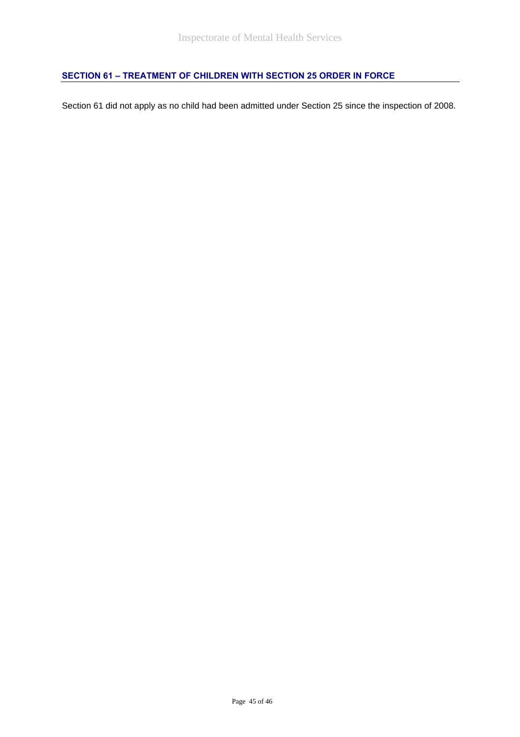## SECTION 61 – TREATMENT OF CHILDREN WITH SECTION 25 ORDER IN FORCE

Section 61 did not apply as no child had been admitted under Section 25 since the inspection of 2008.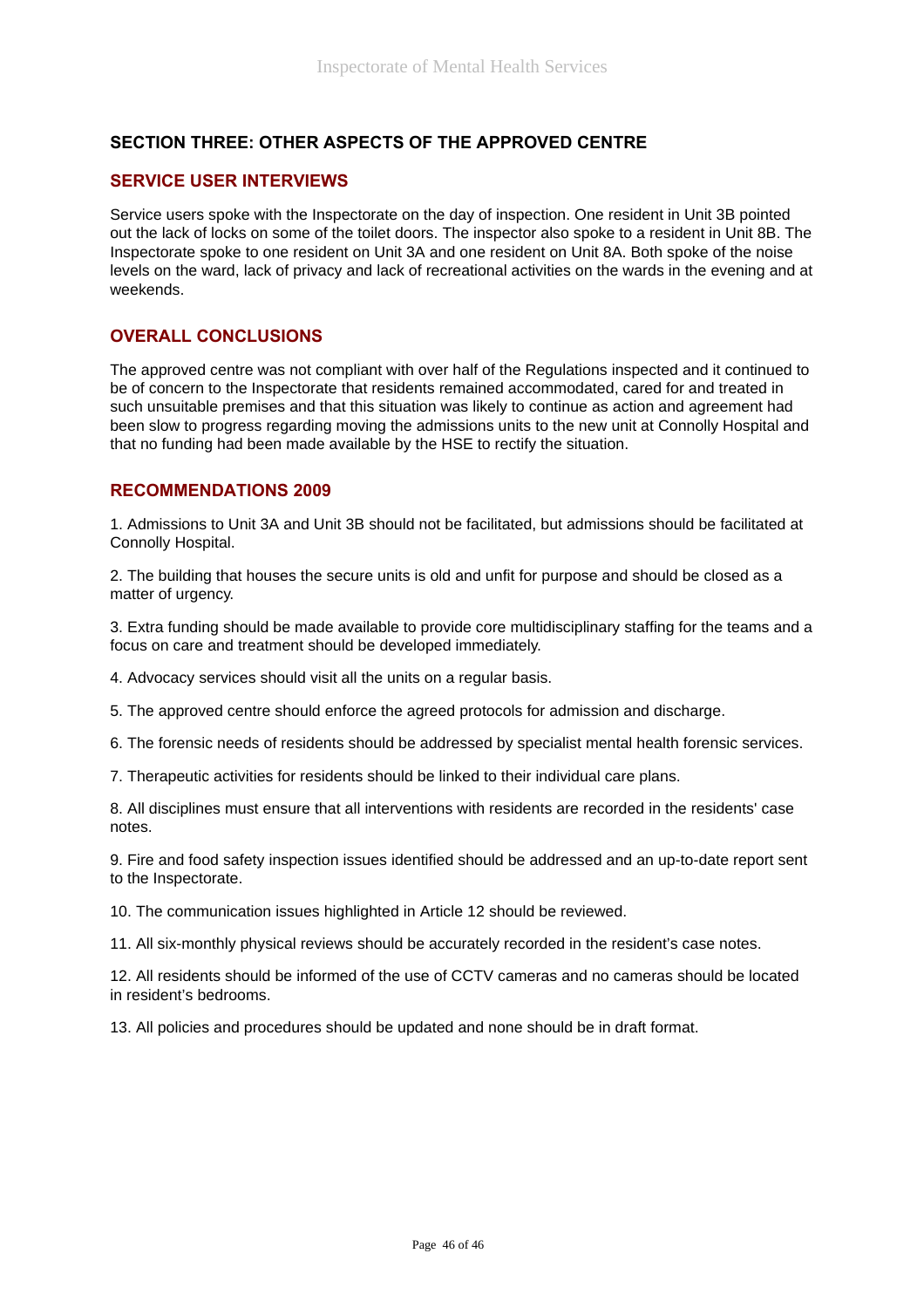## SECTION THREE: OTHER ASPECTS OF THE APPROVED CENTRE

### SERVICE USER INTERVIEWS

Service users spoke with the Inspectorate on the day of inspection. One resident in Unit 3B pointed out the lack of locks on some of the toilet doors. The inspector also spoke to a resident in Unit 8B. The Inspectorate spoke to one resident on Unit 3A and one resident on Unit 8A. Both spoke of the noise levels on the ward, lack of privacy and lack of recreational activities on the wards in the evening and at weekends.

### OVERALL CONCLUSIONS

The approved centre was not compliant with over half of the Regulations inspected and it continued to be of concern to the Inspectorate that residents remained accommodated, cared for and treated in such unsuitable premises and that this situation was likely to continue as action and agreement had been slow to progress regarding moving the admissions units to the new unit at Connolly Hospital and that no funding had been made available by the HSE to rectify the situation.

### RECOMMENDATIONS 2009

1. Admissions to Unit 3A and Unit 3B should not be facilitated, but admissions should be facilitated at Connolly Hospital.

2. The building that houses the secure units is old and unfit for purpose and should be closed as a matter of urgency.

3. Extra funding should be made available to provide core multidisciplinary staffing for the teams and a focus on care and treatment should be developed immediately.

4. Advocacy services should visit all the units on a regular basis.

5. The approved centre should enforce the agreed protocols for admission and discharge.

6. The forensic needs of residents should be addressed by specialist mental health forensic services.

7. Therapeutic activities for residents should be linked to their individual care plans.

8. All disciplines must ensure that all interventions with residents are recorded in the residents' case notes.

9. Fire and food safety inspection issues identified should be addressed and an up-to-date report sent to the Inspectorate.

10. The communication issues highlighted in Article 12 should be reviewed.

11. All six-monthly physical reviews should be accurately recorded in the resident's case notes.

12. All residents should be informed of the use of CCTV cameras and no cameras should be located in resident's bedrooms.

13. All policies and procedures should be updated and none should be in draft format.